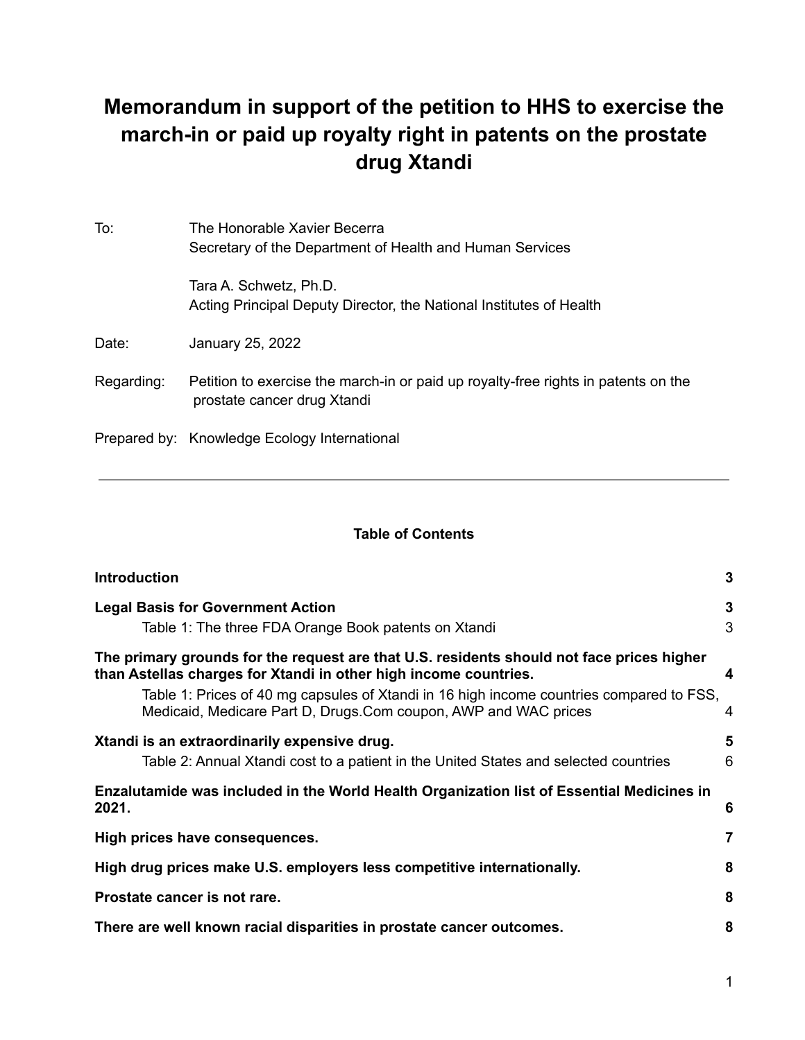# Memorandum in support of the petition to HHS to exercise the march-in or paid up royalty right in patents on the prostate drug Xtandi

To: The Honorable Xavier Becerra
Secretary of the Department of Health and Human Services

Tara A. Schwetz, Ph.D.
Acting Principal Deputy Director, the National Institutes of Health

Date: January 25, 2022

Regarding: Petition to exercise the march-in or paid up royalty-free rights in patents on the prostate cancer drug Xtandi

Prepared by: Knowledge Ecology International

---

**Table of Contents**

| | |
|---|---|
| **Introduction** | **3** |
| **Legal Basis for Government Action** | **3** |
| Table 1: The three FDA Orange Book patents on Xtandi | 3 |
| **The primary grounds for the request are that U.S. residents should not face prices higher than Astellas charges for Xtandi in other high income countries.** | **4** |
| Table 1: Prices of 40 mg capsules of Xtandi in 16 high income countries compared to FSS, Medicaid, Medicare Part D, Drugs.Com coupon, AWP and WAC prices | 4 |
| **Xtandi is an extraordinarily expensive drug.** | **5** |
| Table 2: Annual Xtandi cost to a patient in the United States and selected countries | 6 |
| **Enzalutamide was included in the World Health Organization list of Essential Medicines in 2021.** | **6** |
| **High prices have consequences.** | **7** |
| **High drug prices make U.S. employers less competitive internationally.** | **8** |
| **Prostate cancer is not rare.** | **8** |
| **There are well known racial disparities in prostate cancer outcomes.** | **8** |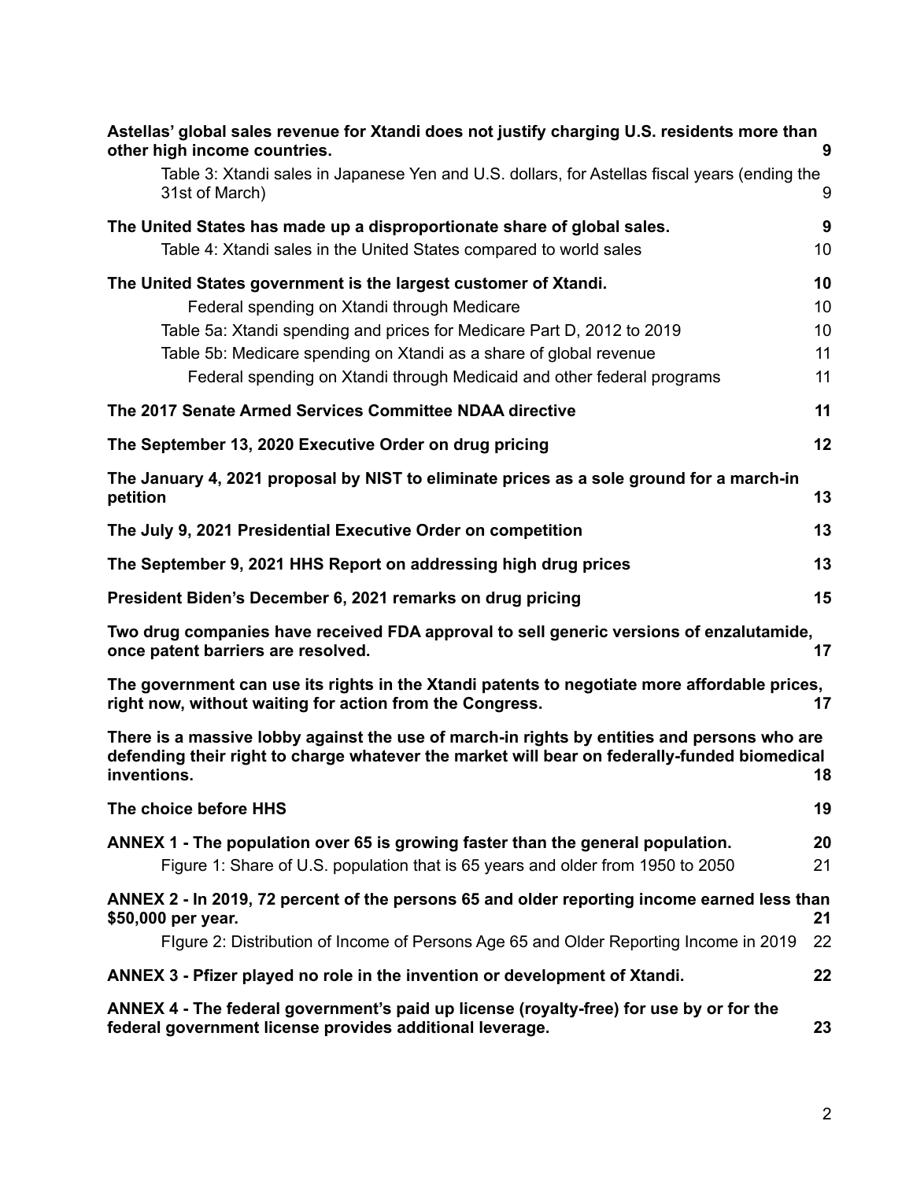| | |
|---|---|
| **Astellas' global sales revenue for Xtandi does not justify charging U.S. residents more than other high income countries.** | **9** |
| Table 3: Xtandi sales in Japanese Yen and U.S. dollars, for Astellas fiscal years (ending the 31st of March) | 9 |
| **The United States has made up a disproportionate share of global sales.** | **9** |
| Table 4: Xtandi sales in the United States compared to world sales | 10 |
| **The United States government is the largest customer of Xtandi.** | **10** |
| Federal spending on Xtandi through Medicare | 10 |
| Table 5a: Xtandi spending and prices for Medicare Part D, 2012 to 2019 | 10 |
| Table 5b: Medicare spending on Xtandi as a share of global revenue | 11 |
| Federal spending on Xtandi through Medicaid and other federal programs | 11 |
| **The 2017 Senate Armed Services Committee NDAA directive** | **11** |
| **The September 13, 2020 Executive Order on drug pricing** | **12** |
| **The January 4, 2021 proposal by NIST to eliminate prices as a sole ground for a march-in petition** | **13** |
| **The July 9, 2021 Presidential Executive Order on competition** | **13** |
| **The September 9, 2021 HHS Report on addressing high drug prices** | **13** |
| **President Biden's December 6, 2021 remarks on drug pricing** | **15** |
| **Two drug companies have received FDA approval to sell generic versions of enzalutamide, once patent barriers are resolved.** | **17** |
| **The government can use its rights in the Xtandi patents to negotiate more affordable prices, right now, without waiting for action from the Congress.** | **17** |
| **There is a massive lobby against the use of march-in rights by entities and persons who are defending their right to charge whatever the market will bear on federally-funded biomedical inventions.** | **18** |
| **The choice before HHS** | **19** |
| **ANNEX 1 - The population over 65 is growing faster than the general population.** | **20** |
| Figure 1: Share of U.S. population that is 65 years and older from 1950 to 2050 | 21 |
| **ANNEX 2 - In 2019, 72 percent of the persons 65 and older reporting income earned less than $50,000 per year.** | **21** |
| FIgure 2: Distribution of Income of Persons Age 65 and Older Reporting Income in 2019 | 22 |
| **ANNEX 3 - Pfizer played no role in the invention or development of Xtandi.** | **22** |
| **ANNEX 4 - The federal government's paid up license (royalty-free) for use by or for the federal government license provides additional leverage.** | **23** |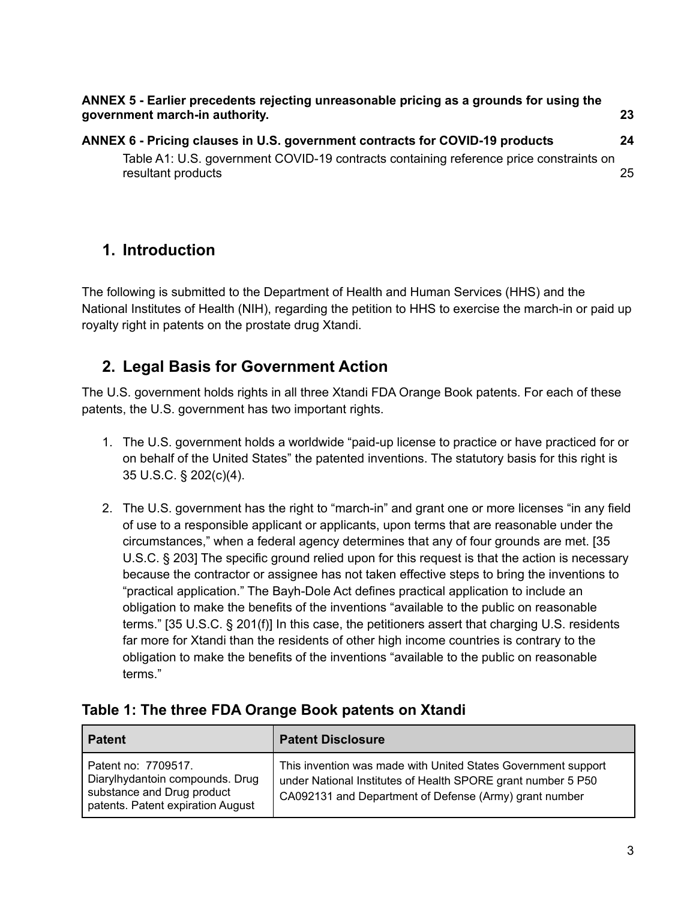**ANNEX 5 - Earlier precedents rejecting unreasonable pricing as a grounds for using the government march-in authority.** **23**

**ANNEX 6 - Pricing clauses in U.S. government contracts for COVID-19 products** **24**

Table A1: U.S. government COVID-19 contracts containing reference price constraints on resultant products 25

## 1. Introduction

The following is submitted to the Department of Health and Human Services (HHS) and the National Institutes of Health (NIH), regarding the petition to HHS to exercise the march-in or paid up royalty right in patents on the prostate drug Xtandi.

## 2. Legal Basis for Government Action

The U.S. government holds rights in all three Xtandi FDA Orange Book patents. For each of these patents, the U.S. government has two important rights.

1. The U.S. government holds a worldwide "paid-up license to practice or have practiced for or on behalf of the United States" the patented inventions. The statutory basis for this right is 35 U.S.C. § 202(c)(4).

2. The U.S. government has the right to "march-in" and grant one or more licenses "in any field of use to a responsible applicant or applicants, upon terms that are reasonable under the circumstances," when a federal agency determines that any of four grounds are met. [35 U.S.C. § 203] The specific ground relied upon for this request is that the action is necessary because the contractor or assignee has not taken effective steps to bring the inventions to "practical application." The Bayh-Dole Act defines practical application to include an obligation to make the benefits of the inventions "available to the public on reasonable terms." [35 U.S.C. § 201(f)] In this case, the petitioners assert that charging U.S. residents far more for Xtandi than the residents of other high income countries is contrary to the obligation to make the benefits of the inventions "available to the public on reasonable terms."

### Table 1: The three FDA Orange Book patents on Xtandi

| Patent | Patent Disclosure |
|---|---|
| Patent no: 7709517. Diarylhydantoin compounds. Drug substance and Drug product patents. Patent expiration August | This invention was made with United States Government support under National Institutes of Health SPORE grant number 5 P50 CA092131 and Department of Defense (Army) grant number |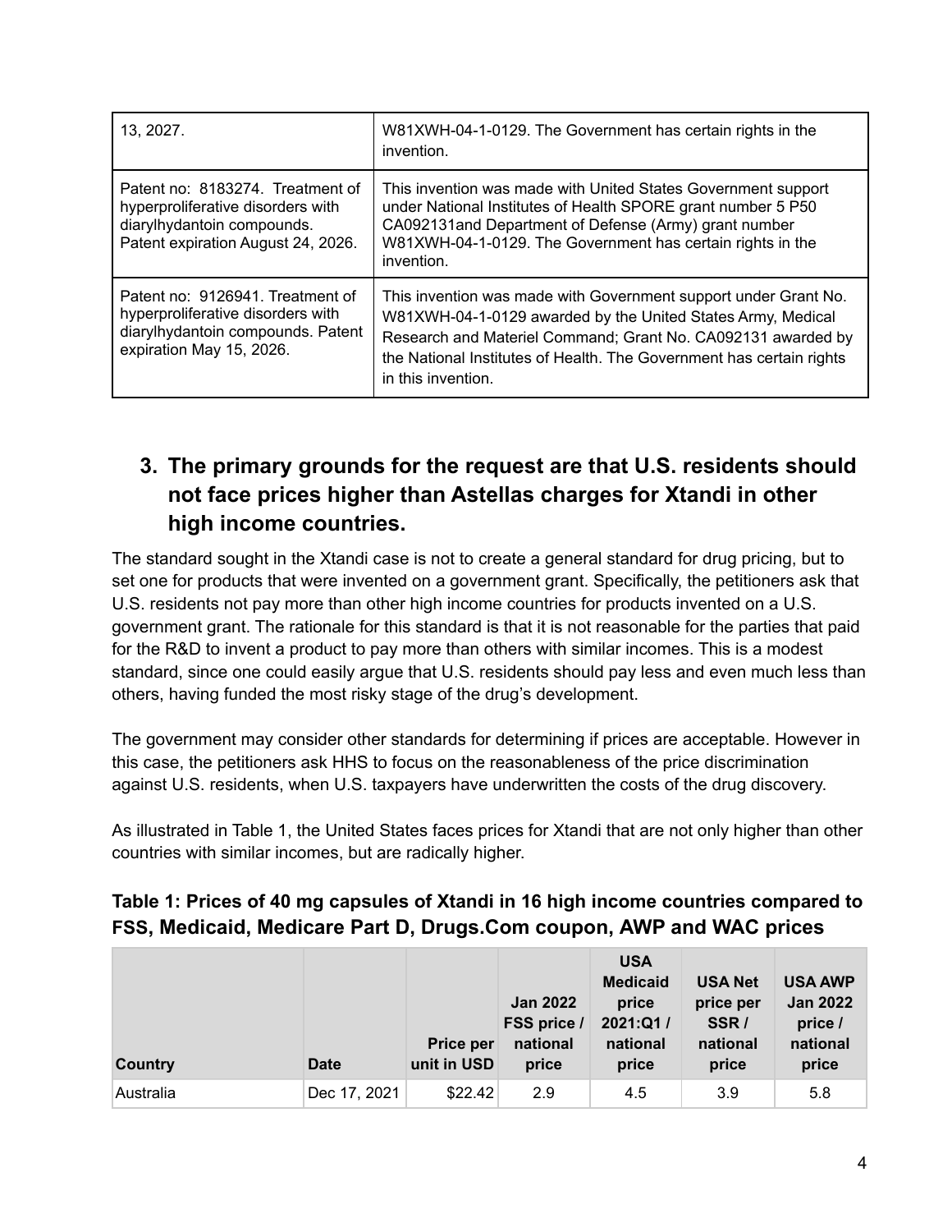| 13, 2027. | W81XWH-04-1-0129. The Government has certain rights in the invention. |
|---|---|
| Patent no: 8183274. Treatment of hyperproliferative disorders with diarylhydantoin compounds. Patent expiration August 24, 2026. | This invention was made with United States Government support under National Institutes of Health SPORE grant number 5 P50 CA092131and Department of Defense (Army) grant number W81XWH-04-1-0129. The Government has certain rights in the invention. |
| Patent no: 9126941. Treatment of hyperproliferative disorders with diarylhydantoin compounds. Patent expiration May 15, 2026. | This invention was made with Government support under Grant No. W81XWH-04-1-0129 awarded by the United States Army, Medical Research and Materiel Command; Grant No. CA092131 awarded by the National Institutes of Health. The Government has certain rights in this invention. |

## 3. The primary grounds for the request are that U.S. residents should not face prices higher than Astellas charges for Xtandi in other high income countries.

The standard sought in the Xtandi case is not to create a general standard for drug pricing, but to set one for products that were invented on a government grant. Specifically, the petitioners ask that U.S. residents not pay more than other high income countries for products invented on a U.S. government grant. The rationale for this standard is that it is not reasonable for the parties that paid for the R&D to invent a product to pay more than others with similar incomes. This is a modest standard, since one could easily argue that U.S. residents should pay less and even much less than others, having funded the most risky stage of the drug's development.

The government may consider other standards for determining if prices are acceptable. However in this case, the petitioners ask HHS to focus on the reasonableness of the price discrimination against U.S. residents, when U.S. taxpayers have underwritten the costs of the drug discovery.

As illustrated in Table 1, the United States faces prices for Xtandi that are not only higher than other countries with similar incomes, but are radically higher.

**Table 1: Prices of 40 mg capsules of Xtandi in 16 high income countries compared to FSS, Medicaid, Medicare Part D, Drugs.Com coupon, AWP and WAC prices**

| Country | Date | Price per unit in USD | Jan 2022 FSS price / national price | USA Medicaid price 2021:Q1 / national price | USA Net price per SSR / national price | USA AWP Jan 2022 price / national price |
|---|---|---|---|---|---|---|
| Australia | Dec 17, 2021 | $22.42 | 2.9 | 4.5 | 3.9 | 5.8 |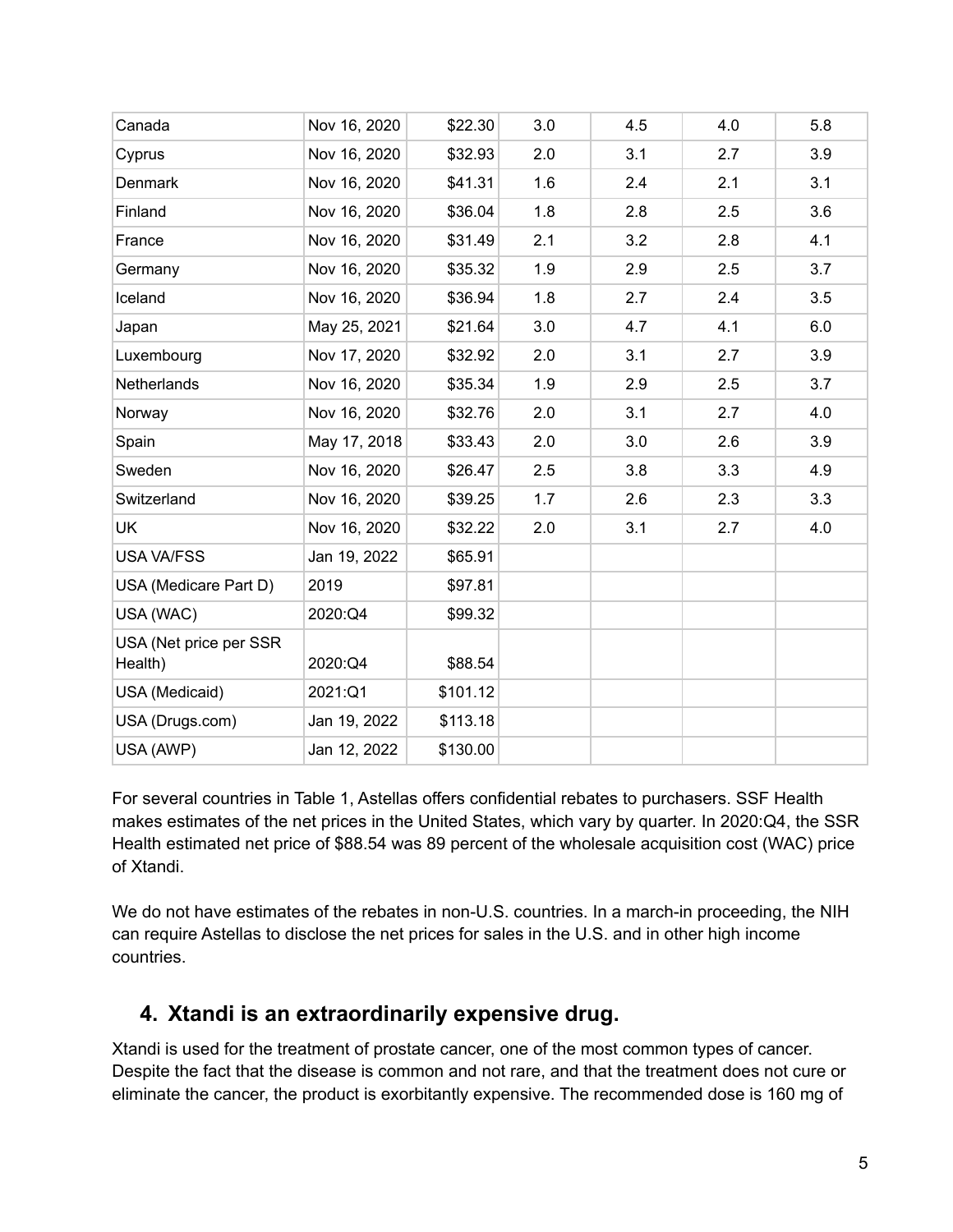| | | | | | | |
|---|---|---|---|---|---|---|
| Canada | Nov 16, 2020 | $22.30 | 3.0 | 4.5 | 4.0 | 5.8 |
| Cyprus | Nov 16, 2020 | $32.93 | 2.0 | 3.1 | 2.7 | 3.9 |
| Denmark | Nov 16, 2020 | $41.31 | 1.6 | 2.4 | 2.1 | 3.1 |
| Finland | Nov 16, 2020 | $36.04 | 1.8 | 2.8 | 2.5 | 3.6 |
| France | Nov 16, 2020 | $31.49 | 2.1 | 3.2 | 2.8 | 4.1 |
| Germany | Nov 16, 2020 | $35.32 | 1.9 | 2.9 | 2.5 | 3.7 |
| Iceland | Nov 16, 2020 | $36.94 | 1.8 | 2.7 | 2.4 | 3.5 |
| Japan | May 25, 2021 | $21.64 | 3.0 | 4.7 | 4.1 | 6.0 |
| Luxembourg | Nov 17, 2020 | $32.92 | 2.0 | 3.1 | 2.7 | 3.9 |
| Netherlands | Nov 16, 2020 | $35.34 | 1.9 | 2.9 | 2.5 | 3.7 |
| Norway | Nov 16, 2020 | $32.76 | 2.0 | 3.1 | 2.7 | 4.0 |
| Spain | May 17, 2018 | $33.43 | 2.0 | 3.0 | 2.6 | 3.9 |
| Sweden | Nov 16, 2020 | $26.47 | 2.5 | 3.8 | 3.3 | 4.9 |
| Switzerland | Nov 16, 2020 | $39.25 | 1.7 | 2.6 | 2.3 | 3.3 |
| UK | Nov 16, 2020 | $32.22 | 2.0 | 3.1 | 2.7 | 4.0 |
| USA VA/FSS | Jan 19, 2022 | $65.91 | | | | |
| USA (Medicare Part D) | 2019 | $97.81 | | | | |
| USA (WAC) | 2020:Q4 | $99.32 | | | | |
| USA (Net price per SSR Health) | 2020:Q4 | $88.54 | | | | |
| USA (Medicaid) | 2021:Q1 | $101.12 | | | | |
| USA (Drugs.com) | Jan 19, 2022 | $113.18 | | | | |
| USA (AWP) | Jan 12, 2022 | $130.00 | | | | |

For several countries in Table 1, Astellas offers confidential rebates to purchasers. SSF Health makes estimates of the net prices in the United States, which vary by quarter. In 2020:Q4, the SSR Health estimated net price of $88.54 was 89 percent of the wholesale acquisition cost (WAC) price of Xtandi.

We do not have estimates of the rebates in non-U.S. countries. In a march-in proceeding, the NIH can require Astellas to disclose the net prices for sales in the U.S. and in other high income countries.

## 4. Xtandi is an extraordinarily expensive drug.

Xtandi is used for the treatment of prostate cancer, one of the most common types of cancer. Despite the fact that the disease is common and not rare, and that the treatment does not cure or eliminate the cancer, the product is exorbitantly expensive. The recommended dose is 160 mg of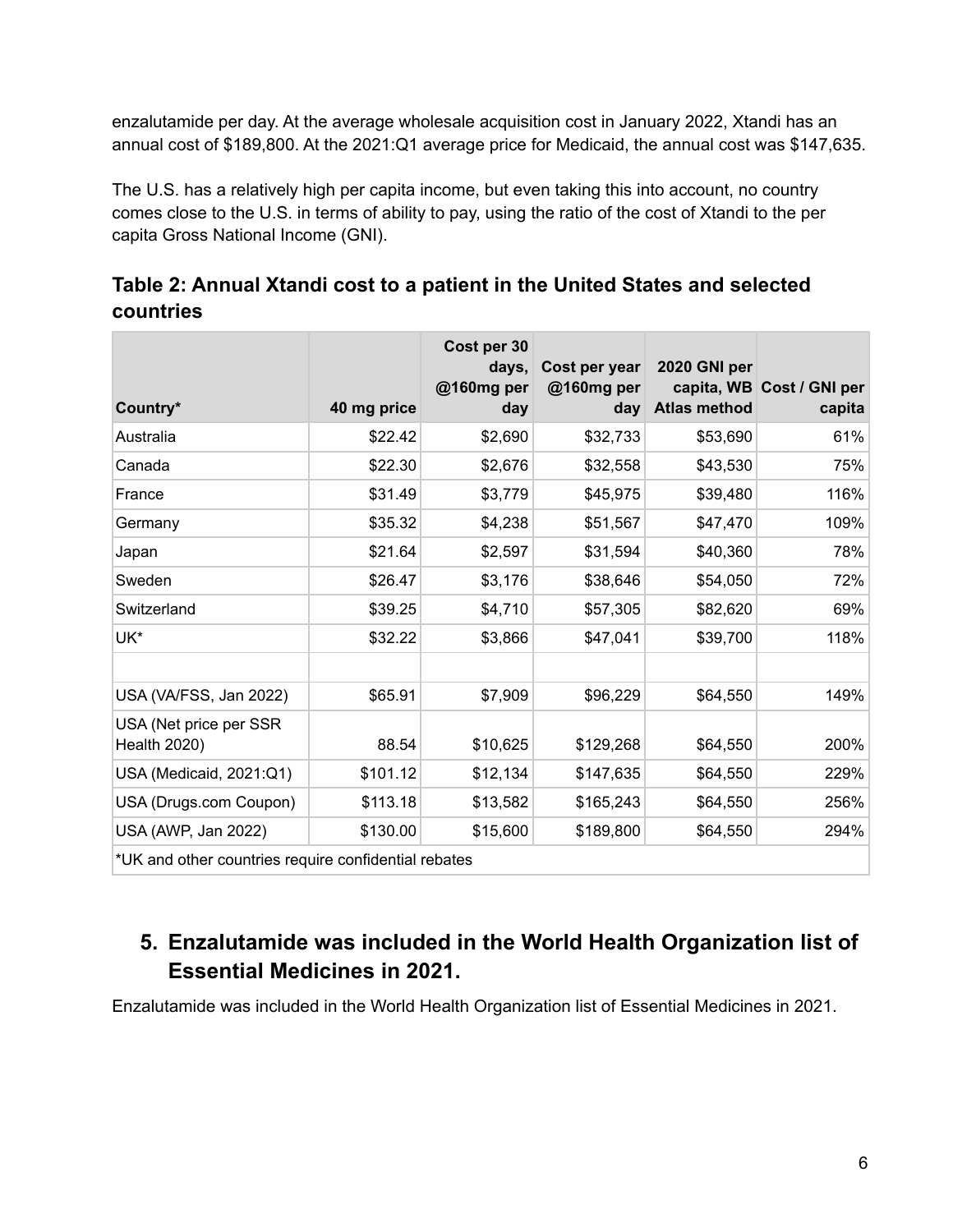enzalutamide per day. At the average wholesale acquisition cost in January 2022, Xtandi has an annual cost of $189,800. At the 2021:Q1 average price for Medicaid, the annual cost was $147,635.

The U.S. has a relatively high per capita income, but even taking this into account, no country comes close to the U.S. in terms of ability to pay, using the ratio of the cost of Xtandi to the per capita Gross National Income (GNI).

## Table 2: Annual Xtandi cost to a patient in the United States and selected countries

| Country* | 40 mg price | Cost per 30 days, @160mg per day | Cost per year @160mg per day | 2020 GNI per capita, WB Atlas method | Cost / GNI per capita |
|---|---|---|---|---|---|
| Australia | $22.42 | $2,690 | $32,733 | $53,690 | 61% |
| Canada | $22.30 | $2,676 | $32,558 | $43,530 | 75% |
| France | $31.49 | $3,779 | $45,975 | $39,480 | 116% |
| Germany | $35.32 | $4,238 | $51,567 | $47,470 | 109% |
| Japan | $21.64 | $2,597 | $31,594 | $40,360 | 78% |
| Sweden | $26.47 | $3,176 | $38,646 | $54,050 | 72% |
| Switzerland | $39.25 | $4,710 | $57,305 | $82,620 | 69% |
| UK* | $32.22 | $3,866 | $47,041 | $39,700 | 118% |
| | | | | | |
| USA (VA/FSS, Jan 2022) | $65.91 | $7,909 | $96,229 | $64,550 | 149% |
| USA (Net price per SSR Health 2020) | 88.54 | $10,625 | $129,268 | $64,550 | 200% |
| USA (Medicaid, 2021:Q1) | $101.12 | $12,134 | $147,635 | $64,550 | 229% |
| USA (Drugs.com Coupon) | $113.18 | $13,582 | $165,243 | $64,550 | 256% |
| USA (AWP, Jan 2022) | $130.00 | $15,600 | $189,800 | $64,550 | 294% |

*UK and other countries require confidential rebates

## 5. Enzalutamide was included in the World Health Organization list of Essential Medicines in 2021.

Enzalutamide was included in the World Health Organization list of Essential Medicines in 2021.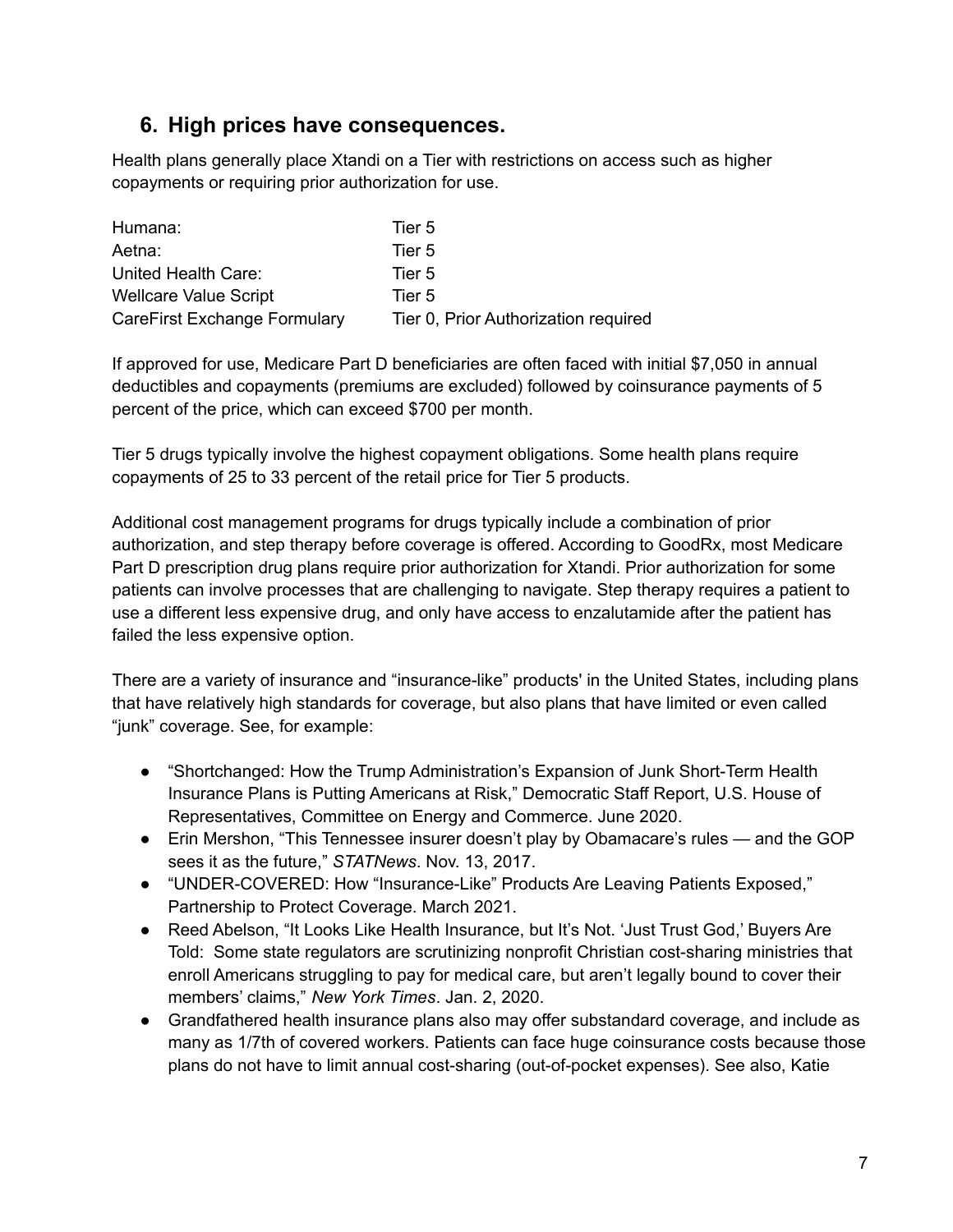## 6. High prices have consequences.

Health plans generally place Xtandi on a Tier with restrictions on access such as higher copayments or requiring prior authorization for use.

| | |
|---|---|
| Humana: | Tier 5 |
| Aetna: | Tier 5 |
| United Health Care: | Tier 5 |
| Wellcare Value Script | Tier 5 |
| CareFirst Exchange Formulary | Tier 0, Prior Authorization required |

If approved for use, Medicare Part D beneficiaries are often faced with initial $7,050 in annual deductibles and copayments (premiums are excluded) followed by coinsurance payments of 5 percent of the price, which can exceed $700 per month.

Tier 5 drugs typically involve the highest copayment obligations. Some health plans require copayments of 25 to 33 percent of the retail price for Tier 5 products.

Additional cost management programs for drugs typically include a combination of prior authorization, and step therapy before coverage is offered. According to GoodRx, most Medicare Part D prescription drug plans require prior authorization for Xtandi. Prior authorization for some patients can involve processes that are challenging to navigate. Step therapy requires a patient to use a different less expensive drug, and only have access to enzalutamide after the patient has failed the less expensive option.

There are a variety of insurance and "insurance-like" products' in the United States, including plans that have relatively high standards for coverage, but also plans that have limited or even called "junk" coverage. See, for example:

- "Shortchanged: How the Trump Administration's Expansion of Junk Short-Term Health Insurance Plans is Putting Americans at Risk," Democratic Staff Report, U.S. House of Representatives, Committee on Energy and Commerce. June 2020.
- Erin Mershon, "This Tennessee insurer doesn't play by Obamacare's rules — and the GOP sees it as the future," *STATNews*. Nov. 13, 2017.
- "UNDER-COVERED: How "Insurance-Like" Products Are Leaving Patients Exposed," Partnership to Protect Coverage. March 2021.
- Reed Abelson, "It Looks Like Health Insurance, but It's Not. 'Just Trust God,' Buyers Are Told: Some state regulators are scrutinizing nonprofit Christian cost-sharing ministries that enroll Americans struggling to pay for medical care, but aren't legally bound to cover their members' claims," *New York Times*. Jan. 2, 2020.
- Grandfathered health insurance plans also may offer substandard coverage, and include as many as 1/7th of covered workers. Patients can face huge coinsurance costs because those plans do not have to limit annual cost-sharing (out-of-pocket expenses). See also, Katie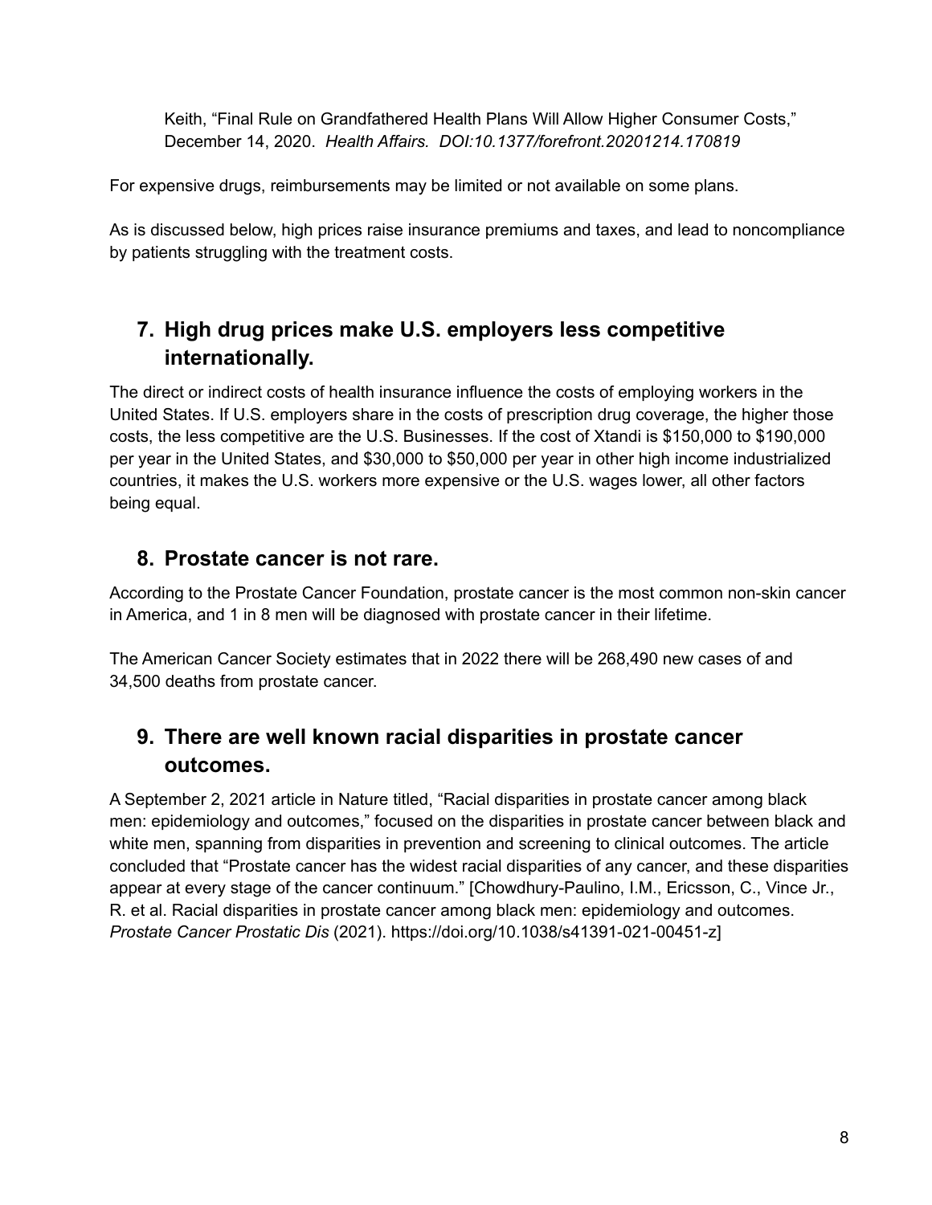Keith, “Final Rule on Grandfathered Health Plans Will Allow Higher Consumer Costs,” December 14, 2020. *Health Affairs. DOI:10.1377/forefront.20201214.170819*

For expensive drugs, reimbursements may be limited or not available on some plans.

As is discussed below, high prices raise insurance premiums and taxes, and lead to noncompliance by patients struggling with the treatment costs.

## 7. High drug prices make U.S. employers less competitive internationally.

The direct or indirect costs of health insurance influence the costs of employing workers in the United States. If U.S. employers share in the costs of prescription drug coverage, the higher those costs, the less competitive are the U.S. Businesses. If the cost of Xtandi is $150,000 to $190,000 per year in the United States, and $30,000 to $50,000 per year in other high income industrialized countries, it makes the U.S. workers more expensive or the U.S. wages lower, all other factors being equal.

## 8. Prostate cancer is not rare.

According to the Prostate Cancer Foundation, prostate cancer is the most common non-skin cancer in America, and 1 in 8 men will be diagnosed with prostate cancer in their lifetime.

The American Cancer Society estimates that in 2022 there will be 268,490 new cases of and 34,500 deaths from prostate cancer.

## 9. There are well known racial disparities in prostate cancer outcomes.

A September 2, 2021 article in Nature titled, “Racial disparities in prostate cancer among black men: epidemiology and outcomes,” focused on the disparities in prostate cancer between black and white men, spanning from disparities in prevention and screening to clinical outcomes. The article concluded that “Prostate cancer has the widest racial disparities of any cancer, and these disparities appear at every stage of the cancer continuum.” [Chowdhury-Paulino, I.M., Ericsson, C., Vince Jr., R. et al. Racial disparities in prostate cancer among black men: epidemiology and outcomes. *Prostate Cancer Prostatic Dis* (2021). https://doi.org/10.1038/s41391-021-00451-z]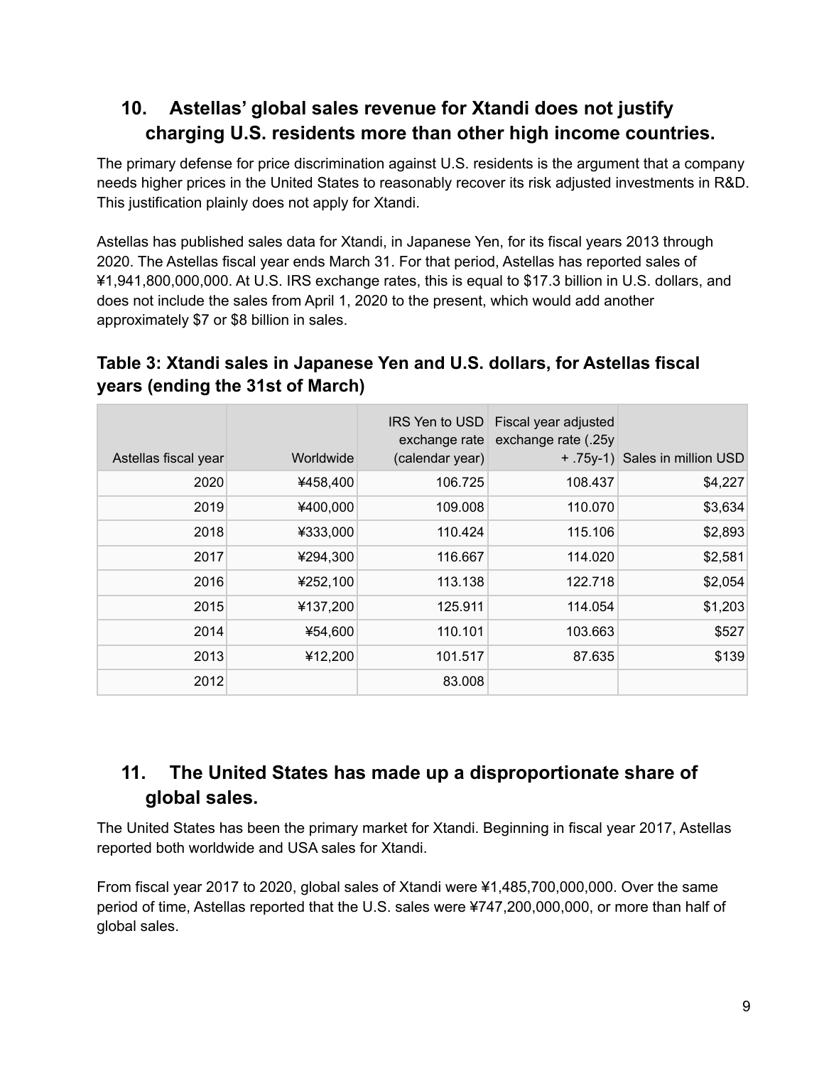## 10. Astellas' global sales revenue for Xtandi does not justify charging U.S. residents more than other high income countries.

The primary defense for price discrimination against U.S. residents is the argument that a company needs higher prices in the United States to reasonably recover its risk adjusted investments in R&D. This justification plainly does not apply for Xtandi.

Astellas has published sales data for Xtandi, in Japanese Yen, for its fiscal years 2013 through 2020. The Astellas fiscal year ends March 31. For that period, Astellas has reported sales of ¥1,941,800,000,000. At U.S. IRS exchange rates, this is equal to $17.3 billion in U.S. dollars, and does not include the sales from April 1, 2020 to the present, which would add another approximately $7 or $8 billion in sales.

### Table 3: Xtandi sales in Japanese Yen and U.S. dollars, for Astellas fiscal years (ending the 31st of March)

| Astellas fiscal year | Worldwide | IRS Yen to USD exchange rate (calendar year) | Fiscal year adjusted exchange rate (.25y + .75y-1) | Sales in million USD |
|---|---|---|---|---|
| 2020 | ¥458,400 | 106.725 | 108.437 | $4,227 |
| 2019 | ¥400,000 | 109.008 | 110.070 | $3,634 |
| 2018 | ¥333,000 | 110.424 | 115.106 | $2,893 |
| 2017 | ¥294,300 | 116.667 | 114.020 | $2,581 |
| 2016 | ¥252,100 | 113.138 | 122.718 | $2,054 |
| 2015 | ¥137,200 | 125.911 | 114.054 | $1,203 |
| 2014 | ¥54,600 | 110.101 | 103.663 | $527 |
| 2013 | ¥12,200 | 101.517 | 87.635 | $139 |
| 2012 | | 83.008 | | |

## 11. The United States has made up a disproportionate share of global sales.

The United States has been the primary market for Xtandi. Beginning in fiscal year 2017, Astellas reported both worldwide and USA sales for Xtandi.

From fiscal year 2017 to 2020, global sales of Xtandi were ¥1,485,700,000,000. Over the same period of time, Astellas reported that the U.S. sales were ¥747,200,000,000, or more than half of global sales.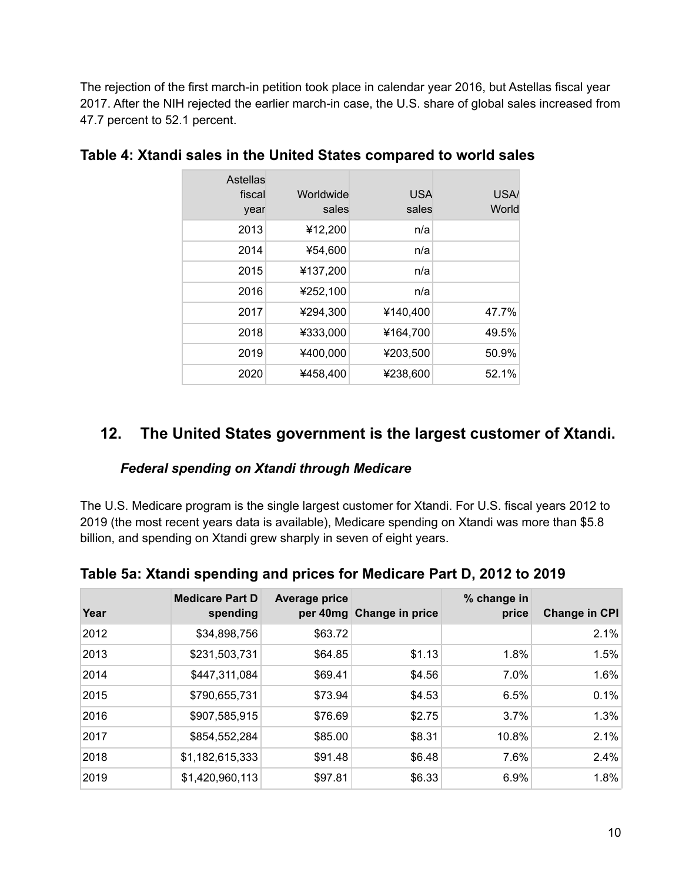The rejection of the first march-in petition took place in calendar year 2016, but Astellas fiscal year 2017. After the NIH rejected the earlier march-in case, the U.S. share of global sales increased from 47.7 percent to 52.1 percent.

### Table 4: Xtandi sales in the United States compared to world sales

| Astellas fiscal year | Worldwide sales | USA sales | USA/ World |
|---|---|---|---|
| 2013 | ¥12,200 | n/a | |
| 2014 | ¥54,600 | n/a | |
| 2015 | ¥137,200 | n/a | |
| 2016 | ¥252,100 | n/a | |
| 2017 | ¥294,300 | ¥140,400 | 47.7% |
| 2018 | ¥333,000 | ¥164,700 | 49.5% |
| 2019 | ¥400,000 | ¥203,500 | 50.9% |
| 2020 | ¥458,400 | ¥238,600 | 52.1% |

## 12. The United States government is the largest customer of Xtandi.

### *Federal spending on Xtandi through Medicare*

The U.S. Medicare program is the single largest customer for Xtandi. For U.S. fiscal years 2012 to 2019 (the most recent years data is available), Medicare spending on Xtandi was more than $5.8 billion, and spending on Xtandi grew sharply in seven of eight years.

### Table 5a: Xtandi spending and prices for Medicare Part D, 2012 to 2019

| Year | Medicare Part D spending | Average price per 40mg | Change in price | % change in price | Change in CPI |
|---|---|---|---|---|---|
| 2012 | $34,898,756 | $63.72 | | | 2.1% |
| 2013 | $231,503,731 | $64.85 | $1.13 | 1.8% | 1.5% |
| 2014 | $447,311,084 | $69.41 | $4.56 | 7.0% | 1.6% |
| 2015 | $790,655,731 | $73.94 | $4.53 | 6.5% | 0.1% |
| 2016 | $907,585,915 | $76.69 | $2.75 | 3.7% | 1.3% |
| 2017 | $854,552,284 | $85.00 | $8.31 | 10.8% | 2.1% |
| 2018 | $1,182,615,333 | $91.48 | $6.48 | 7.6% | 2.4% |
| 2019 | $1,420,960,113 | $97.81 | $6.33 | 6.9% | 1.8% |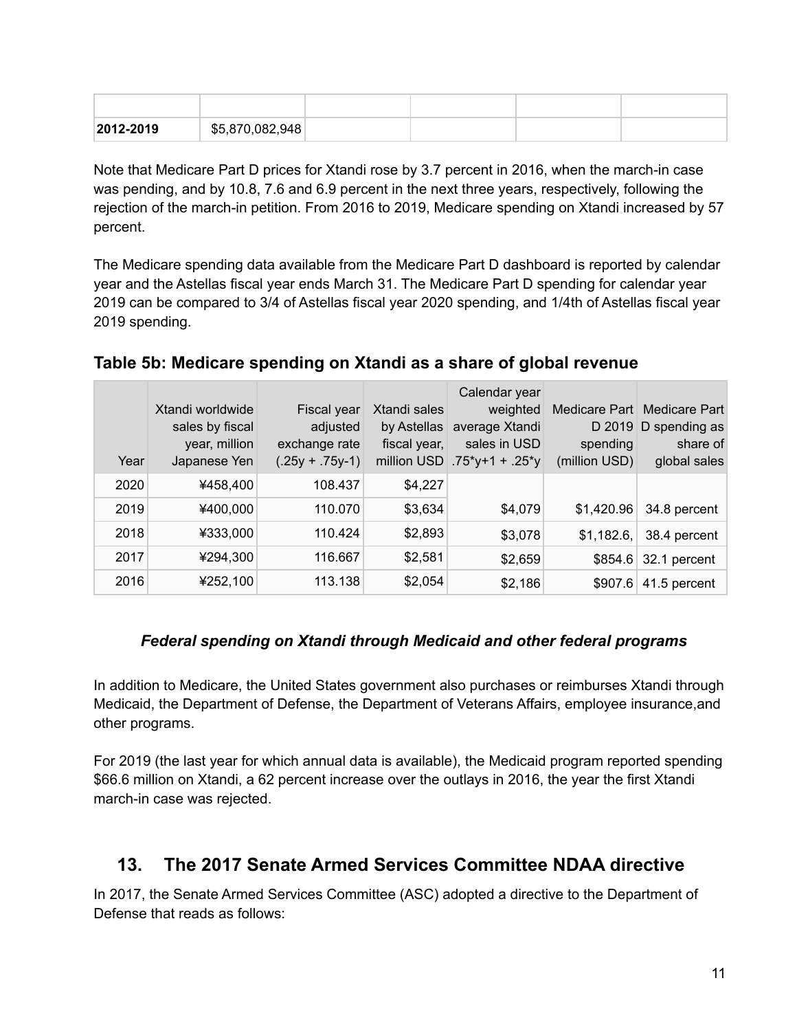| | | | | | |
|---|---|---|---|---|---|
| | | | | | |
| **2012-2019** | $5,870,082,948 | | | | |

Note that Medicare Part D prices for Xtandi rose by 3.7 percent in 2016, when the march-in case was pending, and by 10.8, 7.6 and 6.9 percent in the next three years, respectively, following the rejection of the march-in petition. From 2016 to 2019, Medicare spending on Xtandi increased by 57 percent.

The Medicare spending data available from the Medicare Part D dashboard is reported by calendar year and the Astellas fiscal year ends March 31. The Medicare Part D spending for calendar year 2019 can be compared to 3/4 of Astellas fiscal year 2020 spending, and 1/4th of Astellas fiscal year 2019 spending.

### Table 5b: Medicare spending on Xtandi as a share of global revenue

| Year | Xtandi worldwide sales by fiscal year, million Japanese Yen | Fiscal year adjusted exchange rate (.25y + .75y-1) | Xtandi sales by Astellas fiscal year, million USD | Calendar year weighted average Xtandi sales in USD .75*y+1 + .25*y | Medicare Part D 2019 spending (million USD) | Medicare Part D spending as share of global sales |
|---|---|---|---|---|---|---|
| 2020 | ¥458,400 | 108.437 | $4,227 | | | |
| 2019 | ¥400,000 | 110.070 | $3,634 | $4,079 | $1,420.96 | 34.8 percent |
| 2018 | ¥333,000 | 110.424 | $2,893 | $3,078 | $1,182.6, | 38.4 percent |
| 2017 | ¥294,300 | 116.667 | $2,581 | $2,659 | $854.6 | 32.1 percent |
| 2016 | ¥252,100 | 113.138 | $2,054 | $2,186 | $907.6 | 41.5 percent |

#### *Federal spending on Xtandi through Medicaid and other federal programs*

In addition to Medicare, the United States government also purchases or reimburses Xtandi through Medicaid, the Department of Defense, the Department of Veterans Affairs, employee insurance,and other programs.

For 2019 (the last year for which annual data is available), the Medicaid program reported spending $66.6 million on Xtandi, a 62 percent increase over the outlays in 2016, the year the first Xtandi march-in case was rejected.

## 13. The 2017 Senate Armed Services Committee NDAA directive

In 2017, the Senate Armed Services Committee (ASC) adopted a directive to the Department of Defense that reads as follows: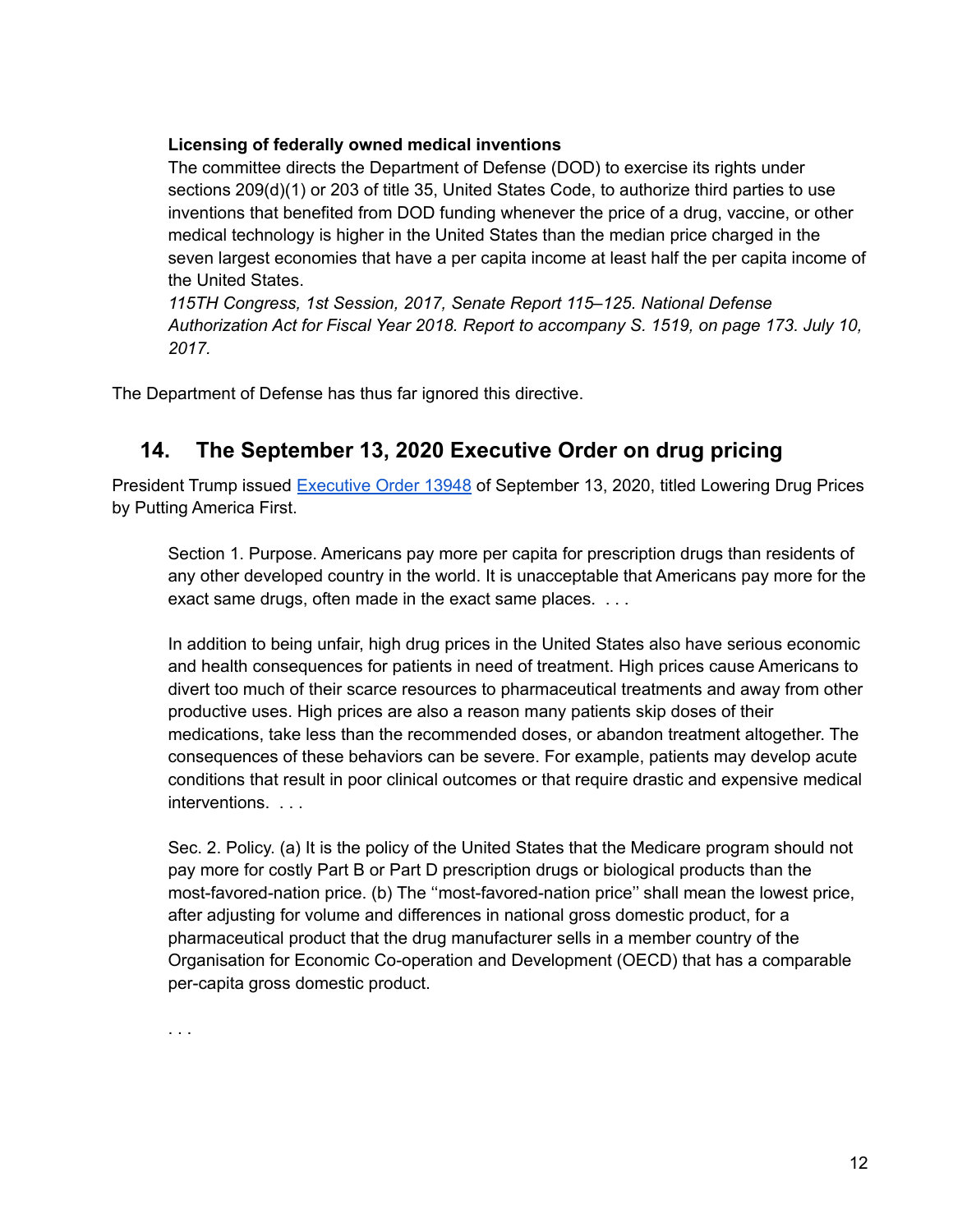> **Licensing of federally owned medical inventions**
> The committee directs the Department of Defense (DOD) to exercise its rights under sections 209(d)(1) or 203 of title 35, United States Code, to authorize third parties to use inventions that benefited from DOD funding whenever the price of a drug, vaccine, or other medical technology is higher in the United States than the median price charged in the seven largest economies that have a per capita income at least half the per capita income of the United States.
> *115TH Congress, 1st Session, 2017, Senate Report 115–125. National Defense Authorization Act for Fiscal Year 2018. Report to accompany S. 1519, on page 173. July 10, 2017.*

The Department of Defense has thus far ignored this directive.

## 14. The September 13, 2020 Executive Order on drug pricing

President Trump issued [Executive Order 13948]() of September 13, 2020, titled Lowering Drug Prices by Putting America First.

> Section 1. Purpose. Americans pay more per capita for prescription drugs than residents of any other developed country in the world. It is unacceptable that Americans pay more for the exact same drugs, often made in the exact same places. . . .
>
> In addition to being unfair, high drug prices in the United States also have serious economic and health consequences for patients in need of treatment. High prices cause Americans to divert too much of their scarce resources to pharmaceutical treatments and away from other productive uses. High prices are also a reason many patients skip doses of their medications, take less than the recommended doses, or abandon treatment altogether. The consequences of these behaviors can be severe. For example, patients may develop acute conditions that result in poor clinical outcomes or that require drastic and expensive medical interventions. . . .
>
> Sec. 2. Policy. (a) It is the policy of the United States that the Medicare program should not pay more for costly Part B or Part D prescription drugs or biological products than the most-favored-nation price. (b) The ''most-favored-nation price'' shall mean the lowest price, after adjusting for volume and differences in national gross domestic product, for a pharmaceutical product that the drug manufacturer sells in a member country of the Organisation for Economic Co-operation and Development (OECD) that has a comparable per-capita gross domestic product.
>
> . . .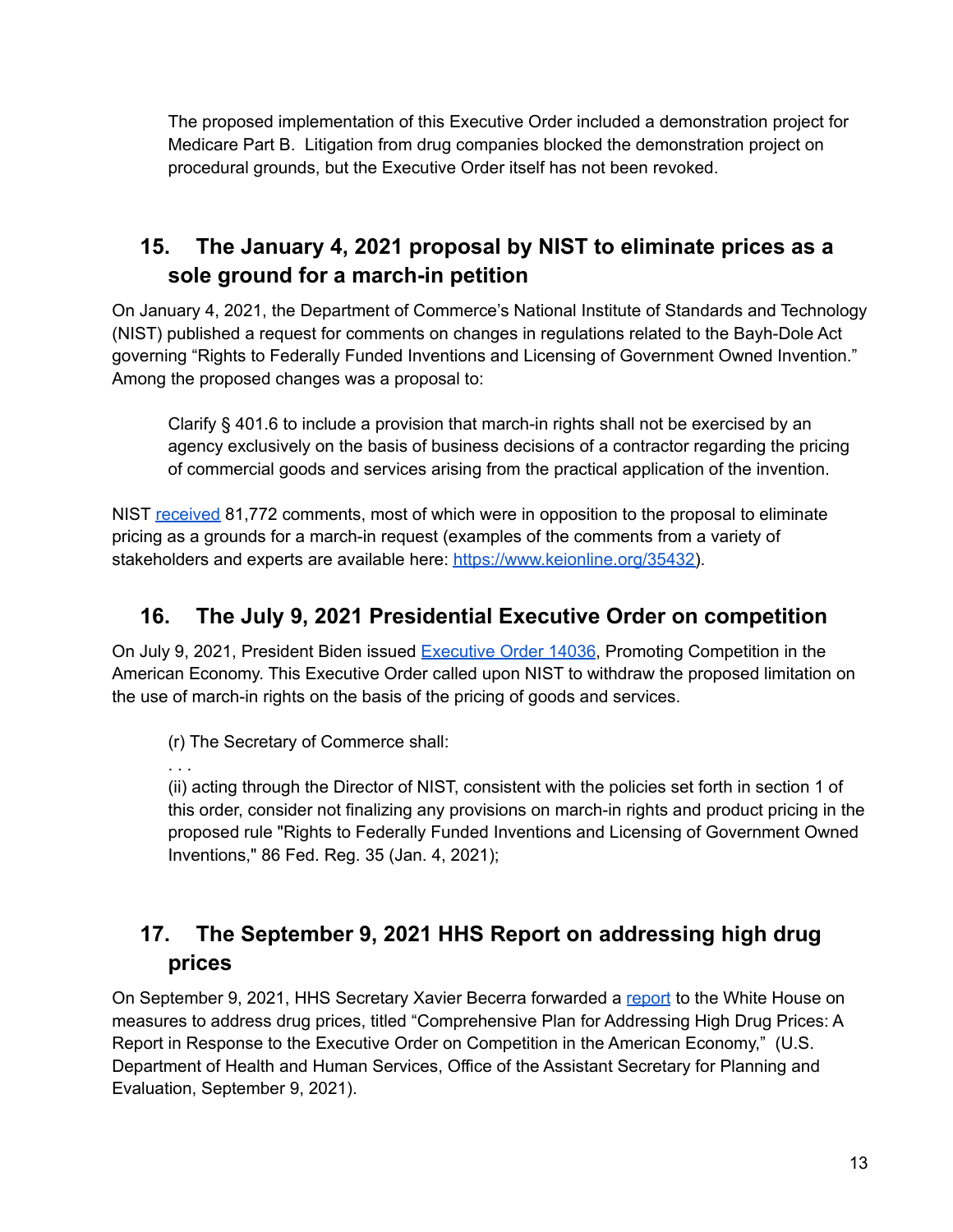> The proposed implementation of this Executive Order included a demonstration project for Medicare Part B. Litigation from drug companies blocked the demonstration project on procedural grounds, but the Executive Order itself has not been revoked.

## 15. The January 4, 2021 proposal by NIST to eliminate prices as a sole ground for a march-in petition

On January 4, 2021, the Department of Commerce's National Institute of Standards and Technology (NIST) published a request for comments on changes in regulations related to the Bayh-Dole Act governing "Rights to Federally Funded Inventions and Licensing of Government Owned Invention." Among the proposed changes was a proposal to:

> Clarify § 401.6 to include a provision that march-in rights shall not be exercised by an agency exclusively on the basis of business decisions of a contractor regarding the pricing of commercial goods and services arising from the practical application of the invention.

NIST received 81,772 comments, most of which were in opposition to the proposal to eliminate pricing as a grounds for a march-in request (examples of the comments from a variety of stakeholders and experts are available here: https://www.keionline.org/35432).

## 16. The July 9, 2021 Presidential Executive Order on competition

On July 9, 2021, President Biden issued Executive Order 14036, Promoting Competition in the American Economy. This Executive Order called upon NIST to withdraw the proposed limitation on the use of march-in rights on the basis of the pricing of goods and services.

> (r) The Secretary of Commerce shall:
>
> . . .
>
> (ii) acting through the Director of NIST, consistent with the policies set forth in section 1 of this order, consider not finalizing any provisions on march-in rights and product pricing in the proposed rule "Rights to Federally Funded Inventions and Licensing of Government Owned Inventions," 86 Fed. Reg. 35 (Jan. 4, 2021);

## 17. The September 9, 2021 HHS Report on addressing high drug prices

On September 9, 2021, HHS Secretary Xavier Becerra forwarded a report to the White House on measures to address drug prices, titled "Comprehensive Plan for Addressing High Drug Prices: A Report in Response to the Executive Order on Competition in the American Economy," (U.S. Department of Health and Human Services, Office of the Assistant Secretary for Planning and Evaluation, September 9, 2021).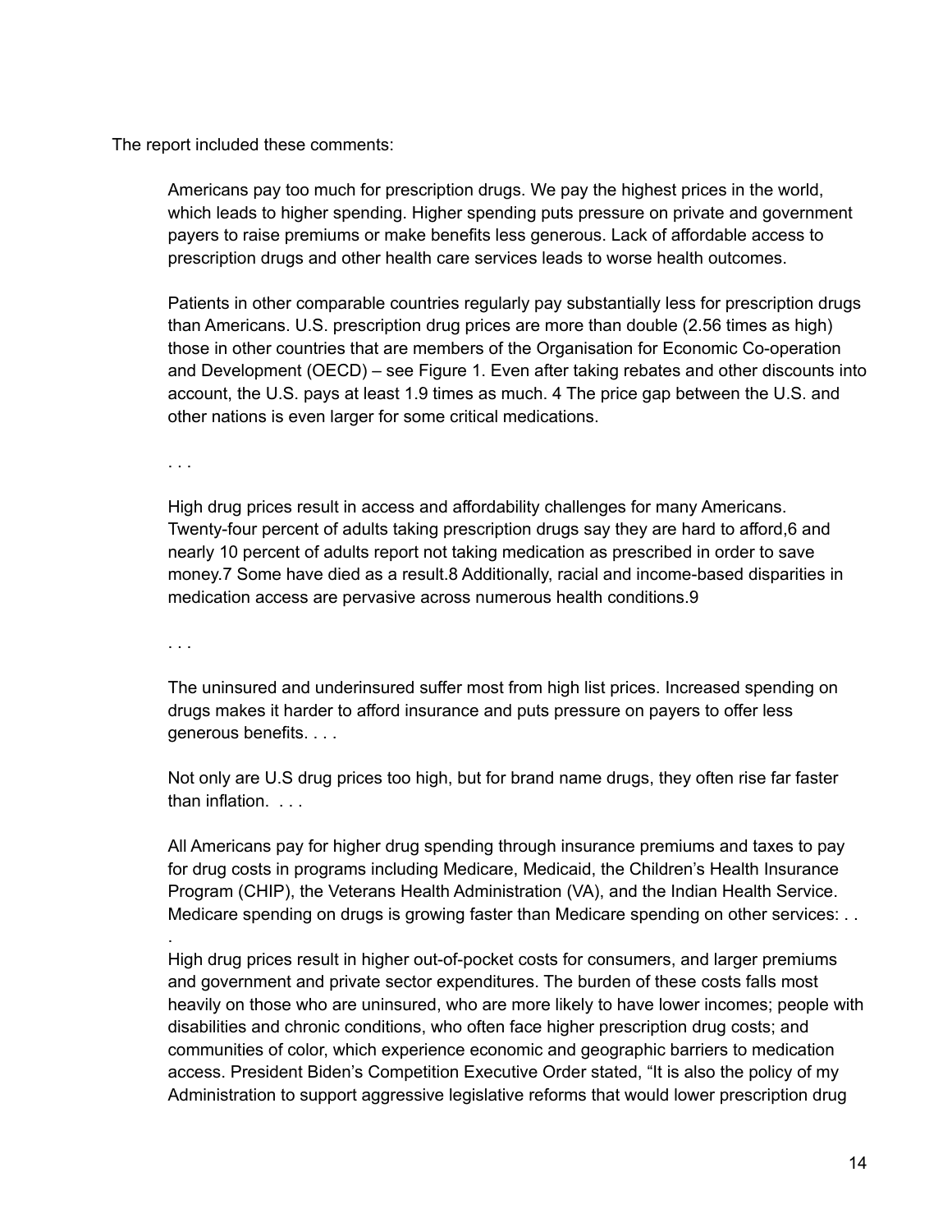The report included these comments:

> Americans pay too much for prescription drugs. We pay the highest prices in the world, which leads to higher spending. Higher spending puts pressure on private and government payers to raise premiums or make benefits less generous. Lack of affordable access to prescription drugs and other health care services leads to worse health outcomes.
>
> Patients in other comparable countries regularly pay substantially less for prescription drugs than Americans. U.S. prescription drug prices are more than double (2.56 times as high) those in other countries that are members of the Organisation for Economic Co-operation and Development (OECD) – see Figure 1. Even after taking rebates and other discounts into account, the U.S. pays at least 1.9 times as much.[4] The price gap between the U.S. and other nations is even larger for some critical medications.
>
> . . .
>
> High drug prices result in access and affordability challenges for many Americans. Twenty-four percent of adults taking prescription drugs say they are hard to afford,[6] and nearly 10 percent of adults report not taking medication as prescribed in order to save money.[7] Some have died as a result.[8] Additionally, racial and income-based disparities in medication access are pervasive across numerous health conditions.[9]
>
> . . .
>
> The uninsured and underinsured suffer most from high list prices. Increased spending on drugs makes it harder to afford insurance and puts pressure on payers to offer less generous benefits. . . .
>
> Not only are U.S drug prices too high, but for brand name drugs, they often rise far faster than inflation. . . .
>
> All Americans pay for higher drug spending through insurance premiums and taxes to pay for drug costs in programs including Medicare, Medicaid, the Children's Health Insurance Program (CHIP), the Veterans Health Administration (VA), and the Indian Health Service. Medicare spending on drugs is growing faster than Medicare spending on other services: . . .
>
> High drug prices result in higher out-of-pocket costs for consumers, and larger premiums and government and private sector expenditures. The burden of these costs falls most heavily on those who are uninsured, who are more likely to have lower incomes; people with disabilities and chronic conditions, who often face higher prescription drug costs; and communities of color, which experience economic and geographic barriers to medication access. President Biden's Competition Executive Order stated, "It is also the policy of my Administration to support aggressive legislative reforms that would lower prescription drug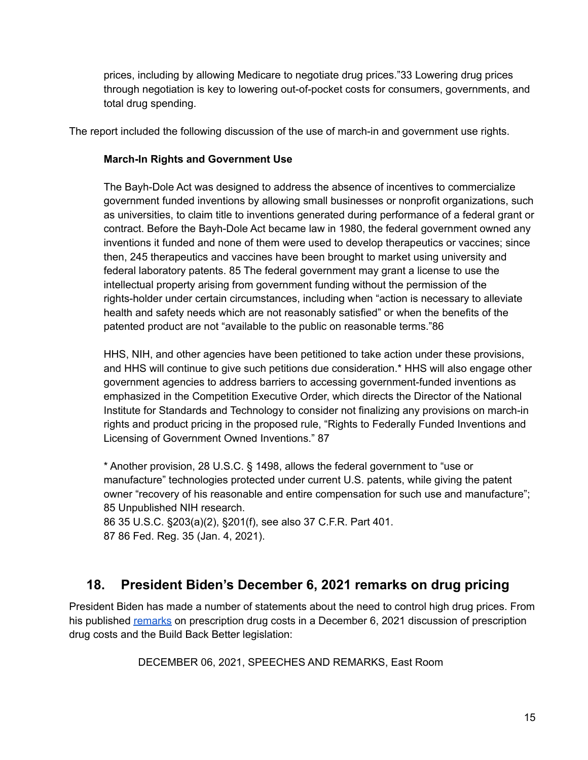> prices, including by allowing Medicare to negotiate drug prices."33 Lowering drug prices through negotiation is key to lowering out-of-pocket costs for consumers, governments, and total drug spending.

The report included the following discussion of the use of march-in and government use rights.

> **March-In Rights and Government Use**
>
> The Bayh-Dole Act was designed to address the absence of incentives to commercialize government funded inventions by allowing small businesses or nonprofit organizations, such as universities, to claim title to inventions generated during performance of a federal grant or contract. Before the Bayh-Dole Act became law in 1980, the federal government owned any inventions it funded and none of them were used to develop therapeutics or vaccines; since then, 245 therapeutics and vaccines have been brought to market using university and federal laboratory patents. 85 The federal government may grant a license to use the intellectual property arising from government funding without the permission of the rights-holder under certain circumstances, including when "action is necessary to alleviate health and safety needs which are not reasonably satisfied" or when the benefits of the patented product are not "available to the public on reasonable terms."86
>
> HHS, NIH, and other agencies have been petitioned to take action under these provisions, and HHS will continue to give such petitions due consideration.* HHS will also engage other government agencies to address barriers to accessing government-funded inventions as emphasized in the Competition Executive Order, which directs the Director of the National Institute for Standards and Technology to consider not finalizing any provisions on march-in rights and product pricing in the proposed rule, "Rights to Federally Funded Inventions and Licensing of Government Owned Inventions." 87
>
> * Another provision, 28 U.S.C. § 1498, allows the federal government to "use or manufacture" technologies protected under current U.S. patents, while giving the patent owner "recovery of his reasonable and entire compensation for such use and manufacture";
> 85 Unpublished NIH research.
> 86 35 U.S.C. §203(a)(2), §201(f), see also 37 C.F.R. Part 401.
> 87 86 Fed. Reg. 35 (Jan. 4, 2021).

## 18. President Biden's December 6, 2021 remarks on drug pricing

President Biden has made a number of statements about the need to control high drug prices. From his published remarks on prescription drug costs in a December 6, 2021 discussion of prescription drug costs and the Build Back Better legislation:

DECEMBER 06, 2021, SPEECHES AND REMARKS, East Room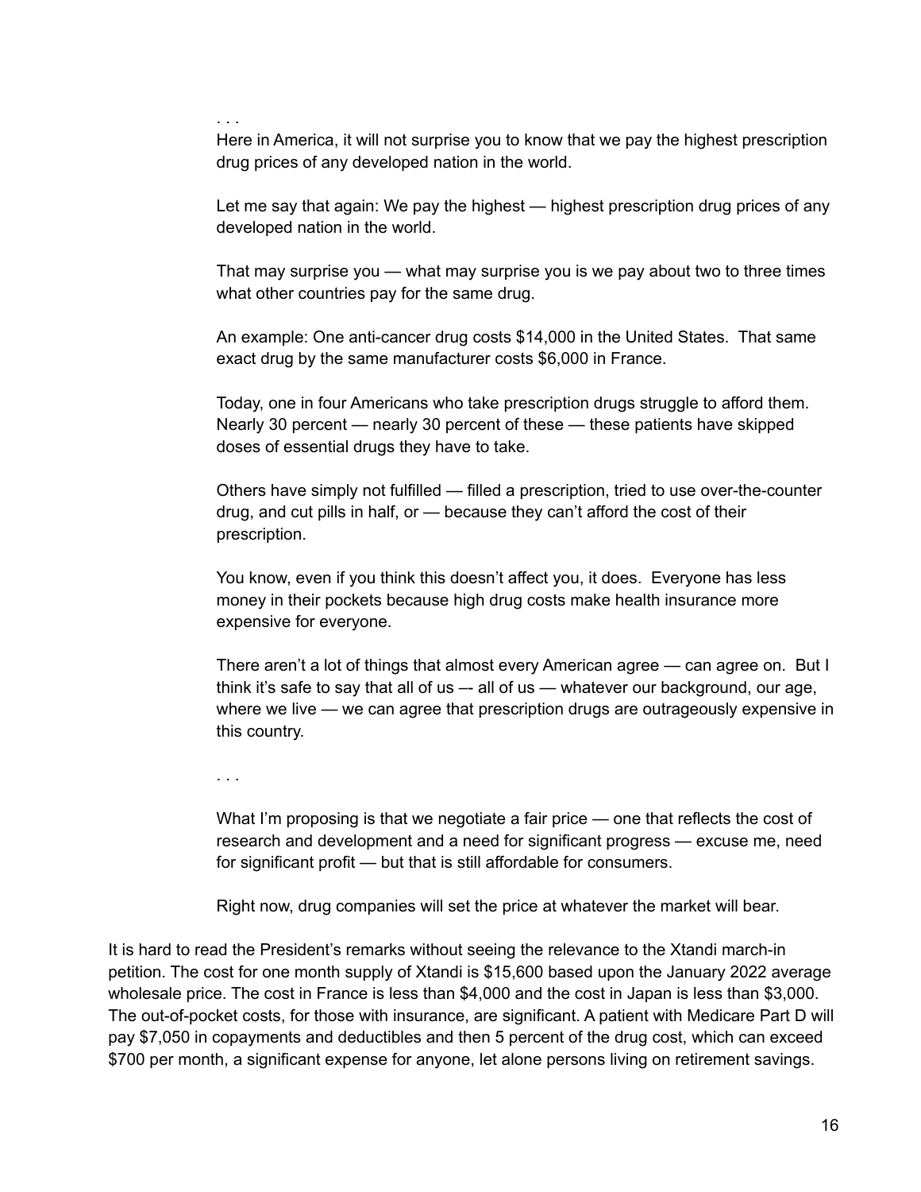> . . .
>
> Here in America, it will not surprise you to know that we pay the highest prescription drug prices of any developed nation in the world.
>
> Let me say that again: We pay the highest — highest prescription drug prices of any developed nation in the world.
>
> That may surprise you — what may surprise you is we pay about two to three times what other countries pay for the same drug.
>
> An example: One anti-cancer drug costs $14,000 in the United States. That same exact drug by the same manufacturer costs $6,000 in France.
>
> Today, one in four Americans who take prescription drugs struggle to afford them. Nearly 30 percent — nearly 30 percent of these — these patients have skipped doses of essential drugs they have to take.
>
> Others have simply not fulfilled — filled a prescription, tried to use over-the-counter drug, and cut pills in half, or — because they can't afford the cost of their prescription.
>
> You know, even if you think this doesn't affect you, it does. Everyone has less money in their pockets because high drug costs make health insurance more expensive for everyone.
>
> There aren't a lot of things that almost every American agree — can agree on. But I think it's safe to say that all of us –- all of us — whatever our background, our age, where we live — we can agree that prescription drugs are outrageously expensive in this country.
>
> . . .
>
> What I'm proposing is that we negotiate a fair price — one that reflects the cost of research and development and a need for significant progress — excuse me, need for significant profit — but that is still affordable for consumers.
>
> Right now, drug companies will set the price at whatever the market will bear.

It is hard to read the President's remarks without seeing the relevance to the Xtandi march-in petition. The cost for one month supply of Xtandi is $15,600 based upon the January 2022 average wholesale price. The cost in France is less than $4,000 and the cost in Japan is less than $3,000. The out-of-pocket costs, for those with insurance, are significant. A patient with Medicare Part D will pay $7,050 in copayments and deductibles and then 5 percent of the drug cost, which can exceed $700 per month, a significant expense for anyone, let alone persons living on retirement savings.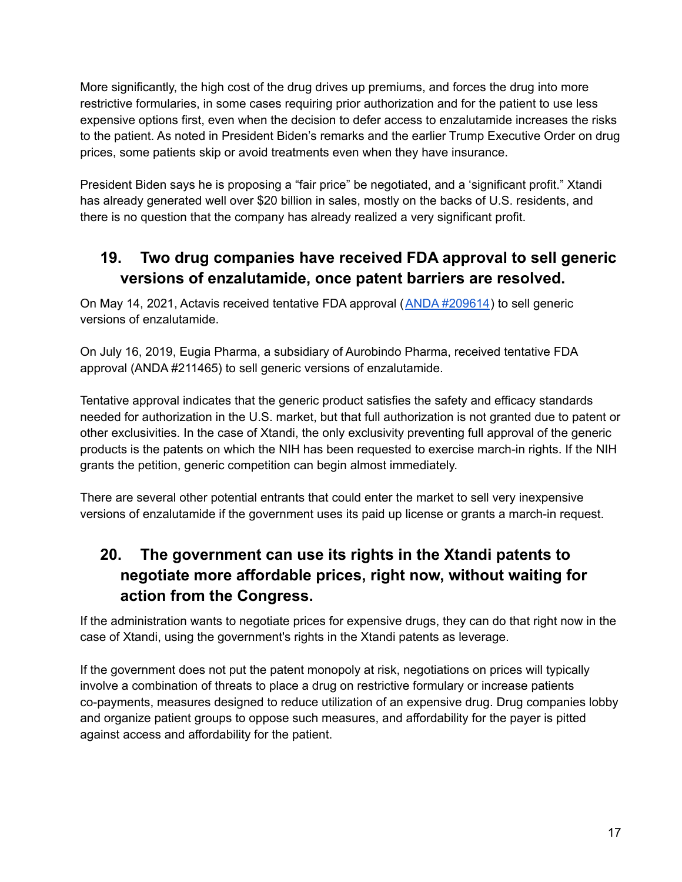More significantly, the high cost of the drug drives up premiums, and forces the drug into more restrictive formularies, in some cases requiring prior authorization and for the patient to use less expensive options first, even when the decision to defer access to enzalutamide increases the risks to the patient. As noted in President Biden's remarks and the earlier Trump Executive Order on drug prices, some patients skip or avoid treatments even when they have insurance.

President Biden says he is proposing a "fair price" be negotiated, and a 'significant profit." Xtandi has already generated well over $20 billion in sales, mostly on the backs of U.S. residents, and there is no question that the company has already realized a very significant profit.

## 19. Two drug companies have received FDA approval to sell generic versions of enzalutamide, once patent barriers are resolved.

On May 14, 2021, Actavis received tentative FDA approval (ANDA #209614) to sell generic versions of enzalutamide.

On July 16, 2019, Eugia Pharma, a subsidiary of Aurobindo Pharma, received tentative FDA approval (ANDA #211465) to sell generic versions of enzalutamide.

Tentative approval indicates that the generic product satisfies the safety and efficacy standards needed for authorization in the U.S. market, but that full authorization is not granted due to patent or other exclusivities. In the case of Xtandi, the only exclusivity preventing full approval of the generic products is the patents on which the NIH has been requested to exercise march-in rights. If the NIH grants the petition, generic competition can begin almost immediately.

There are several other potential entrants that could enter the market to sell very inexpensive versions of enzalutamide if the government uses its paid up license or grants a march-in request.

## 20. The government can use its rights in the Xtandi patents to negotiate more affordable prices, right now, without waiting for action from the Congress.

If the administration wants to negotiate prices for expensive drugs, they can do that right now in the case of Xtandi, using the government's rights in the Xtandi patents as leverage.

If the government does not put the patent monopoly at risk, negotiations on prices will typically involve a combination of threats to place a drug on restrictive formulary or increase patients co-payments, measures designed to reduce utilization of an expensive drug. Drug companies lobby and organize patient groups to oppose such measures, and affordability for the payer is pitted against access and affordability for the patient.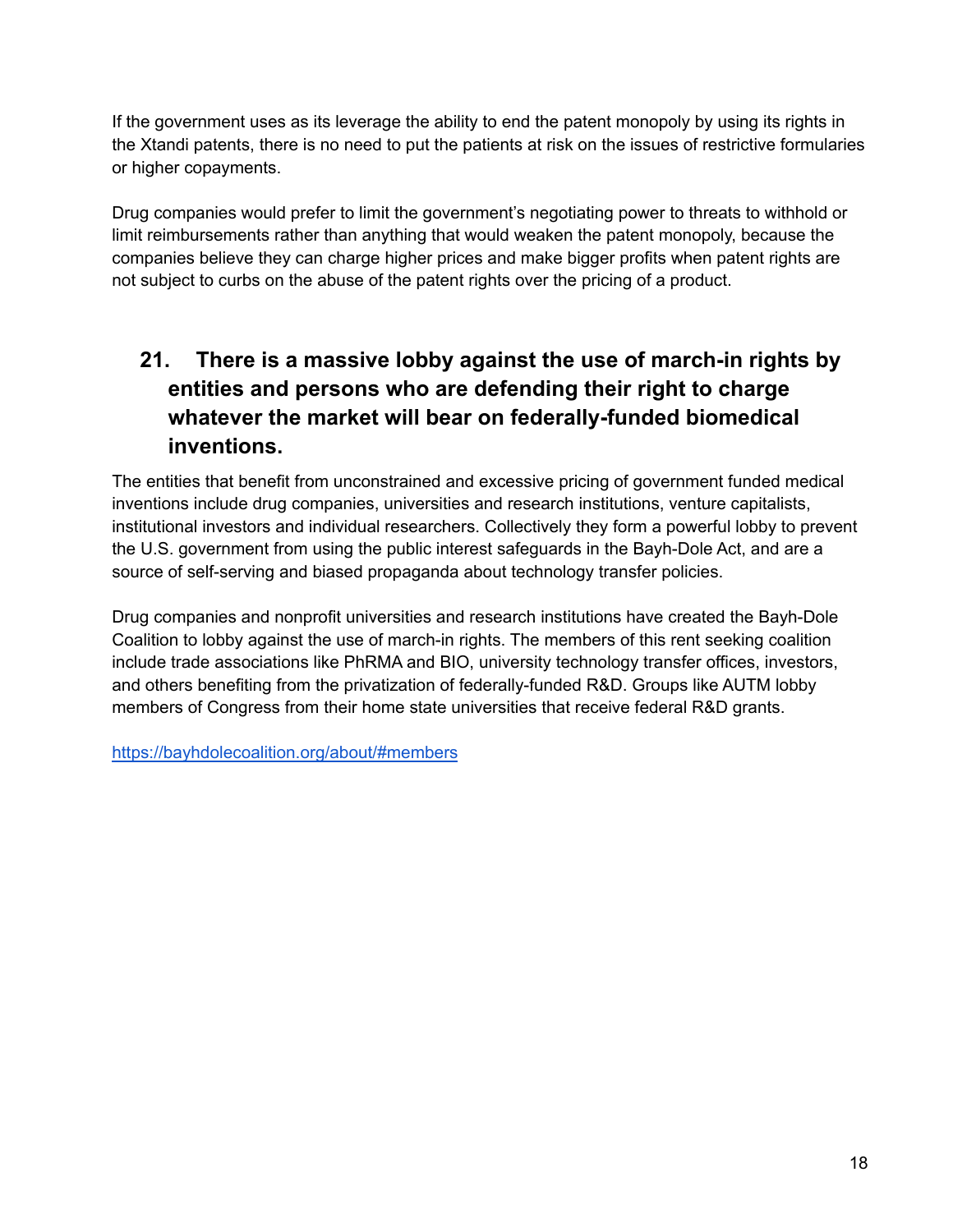If the government uses as its leverage the ability to end the patent monopoly by using its rights in the Xtandi patents, there is no need to put the patients at risk on the issues of restrictive formularies or higher copayments.

Drug companies would prefer to limit the government's negotiating power to threats to withhold or limit reimbursements rather than anything that would weaken the patent monopoly, because the companies believe they can charge higher prices and make bigger profits when patent rights are not subject to curbs on the abuse of the patent rights over the pricing of a product.

## 21. There is a massive lobby against the use of march-in rights by entities and persons who are defending their right to charge whatever the market will bear on federally-funded biomedical inventions.

The entities that benefit from unconstrained and excessive pricing of government funded medical inventions include drug companies, universities and research institutions, venture capitalists, institutional investors and individual researchers. Collectively they form a powerful lobby to prevent the U.S. government from using the public interest safeguards in the Bayh-Dole Act, and are a source of self-serving and biased propaganda about technology transfer policies.

Drug companies and nonprofit universities and research institutions have created the Bayh-Dole Coalition to lobby against the use of march-in rights. The members of this rent seeking coalition include trade associations like PhRMA and BIO, university technology transfer offices, investors, and others benefiting from the privatization of federally-funded R&D. Groups like AUTM lobby members of Congress from their home state universities that receive federal R&D grants.

https://bayhdolecoalition.org/about/#members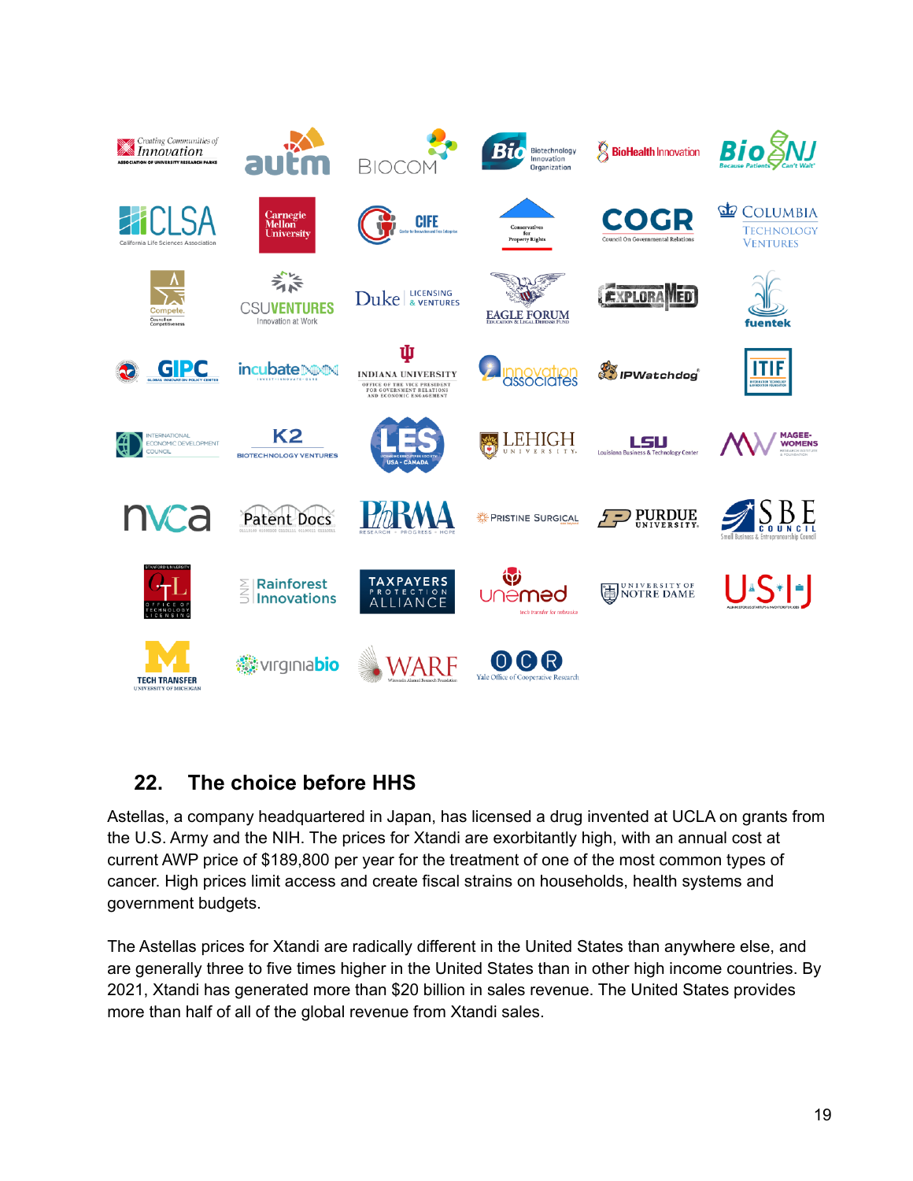## 22. The choice before HHS

Astellas, a company headquartered in Japan, has licensed a drug invented at UCLA on grants from the U.S. Army and the NIH. The prices for Xtandi are exorbitantly high, with an annual cost at current AWP price of $189,800 per year for the treatment of one of the most common types of cancer. High prices limit access and create fiscal strains on households, health systems and government budgets.

The Astellas prices for Xtandi are radically different in the United States than anywhere else, and are generally three to five times higher in the United States than in other high income countries. By 2021, Xtandi has generated more than $20 billion in sales revenue. The United States provides more than half of all of the global revenue from Xtandi sales.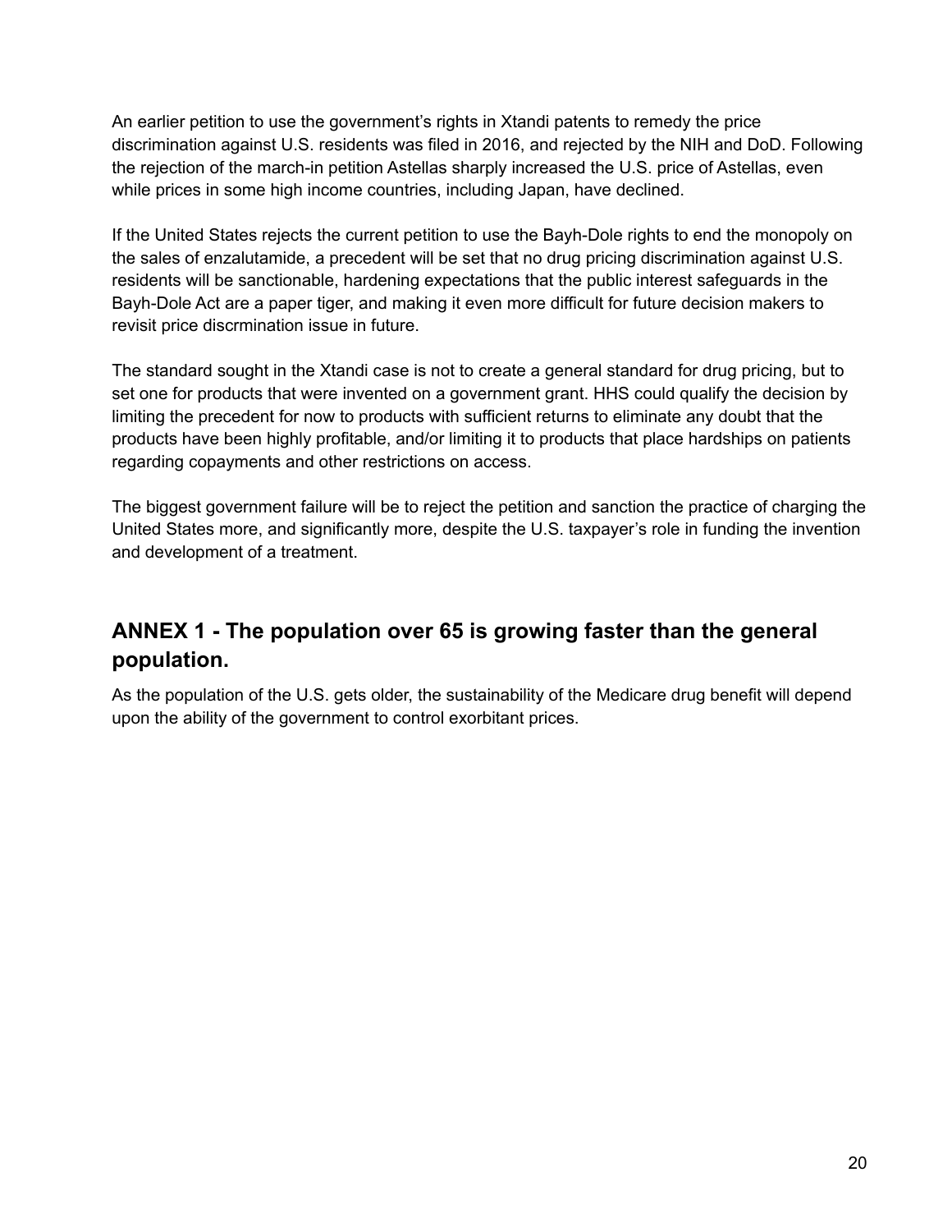An earlier petition to use the government's rights in Xtandi patents to remedy the price discrimination against U.S. residents was filed in 2016, and rejected by the NIH and DoD. Following the rejection of the march-in petition Astellas sharply increased the U.S. price of Astellas, even while prices in some high income countries, including Japan, have declined.

If the United States rejects the current petition to use the Bayh-Dole rights to end the monopoly on the sales of enzalutamide, a precedent will be set that no drug pricing discrimination against U.S. residents will be sanctionable, hardening expectations that the public interest safeguards in the Bayh-Dole Act are a paper tiger, and making it even more difficult for future decision makers to revisit price discrmination issue in future.

The standard sought in the Xtandi case is not to create a general standard for drug pricing, but to set one for products that were invented on a government grant. HHS could qualify the decision by limiting the precedent for now to products with sufficient returns to eliminate any doubt that the products have been highly profitable, and/or limiting it to products that place hardships on patients regarding copayments and other restrictions on access.

The biggest government failure will be to reject the petition and sanction the practice of charging the United States more, and significantly more, despite the U.S. taxpayer's role in funding the invention and development of a treatment.

## ANNEX 1 - The population over 65 is growing faster than the general population.

As the population of the U.S. gets older, the sustainability of the Medicare drug benefit will depend upon the ability of the government to control exorbitant prices.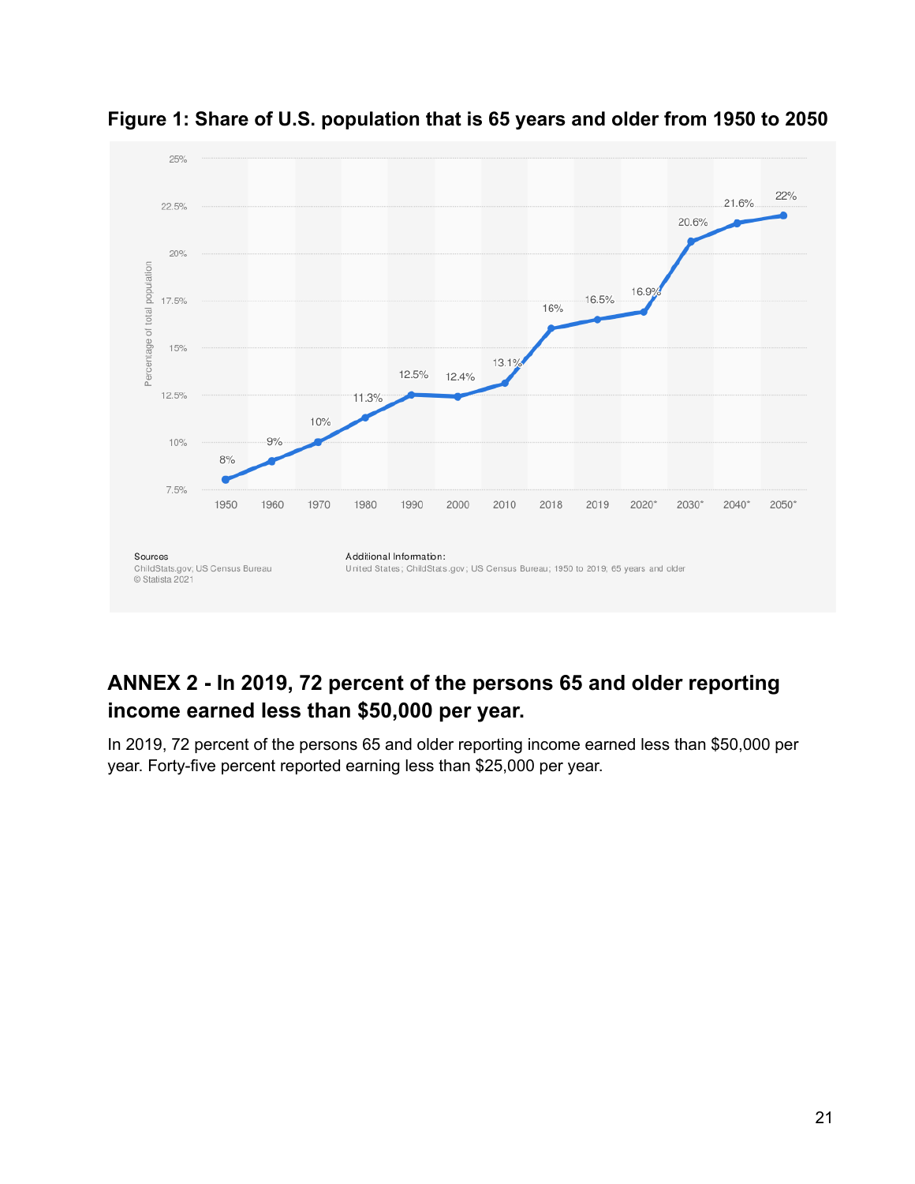**Figure 1: Share of U.S. population that is 65 years and older from 1950 to 2050**

| Year | Percentage of total population |
|---|---|
| 1950 | 8% |
| 1960 | 9% |
| 1970 | 10% |
| 1980 | 11.3% |
| 1990 | 12.5% |
| 2000 | 12.4% |
| 2010 | 13.1% |
| 2018 | 16% |
| 2019 | 16.5% |
| 2020* | 16.9% |
| 2030* | 20.6% |
| 2040* | 21.6% |
| 2050* | 22% |

Sources
ChildStats.gov; US Census Bureau
© Statista 2021

Additional Information:
United States; ChildStats.gov; US Census Bureau; 1950 to 2019; 65 years and older

## ANNEX 2 - In 2019, 72 percent of the persons 65 and older reporting income earned less than $50,000 per year.

In 2019, 72 percent of the persons 65 and older reporting income earned less than $50,000 per year. Forty-five percent reported earning less than $25,000 per year.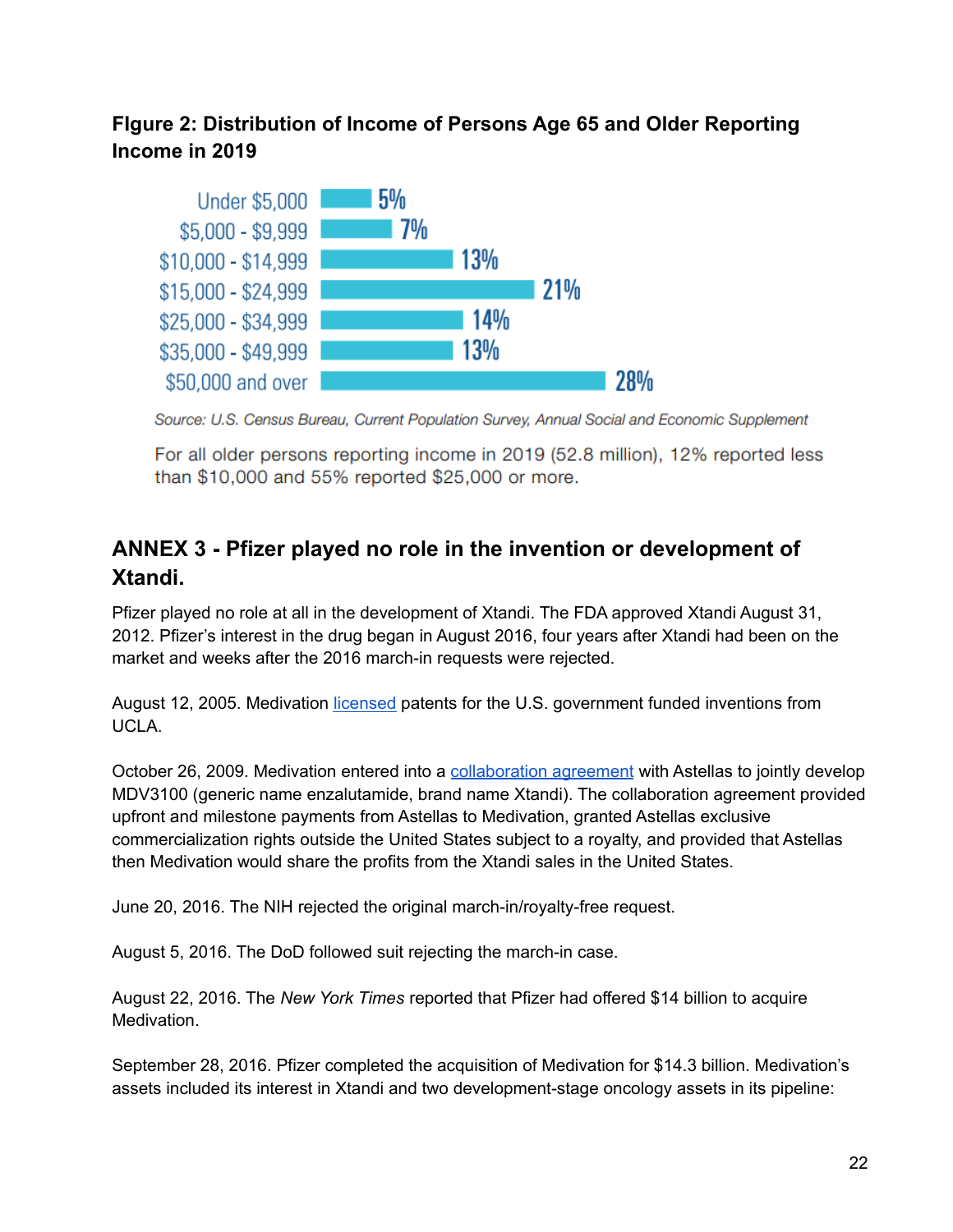### FIgure 2: Distribution of Income of Persons Age 65 and Older Reporting Income in 2019

| Income | Percent |
|---|---|
| Under $5,000 | 5% |
| $5,000 - $9,999 | 7% |
| $10,000 - $14,999 | 13% |
| $15,000 - $24,999 | 21% |
| $25,000 - $34,999 | 14% |
| $35,000 - $49,999 | 13% |
| $50,000 and over | 28% |

*Source: U.S. Census Bureau, Current Population Survey, Annual Social and Economic Supplement*

For all older persons reporting income in 2019 (52.8 million), 12% reported less than $10,000 and 55% reported $25,000 or more.

## ANNEX 3 - Pfizer played no role in the invention or development of Xtandi.

Pfizer played no role at all in the development of Xtandi. The FDA approved Xtandi August 31, 2012. Pfizer's interest in the drug began in August 2016, four years after Xtandi had been on the market and weeks after the 2016 march-in requests were rejected.

August 12, 2005. Medivation licensed patents for the U.S. government funded inventions from UCLA.

October 26, 2009. Medivation entered into a collaboration agreement with Astellas to jointly develop MDV3100 (generic name enzalutamide, brand name Xtandi). The collaboration agreement provided upfront and milestone payments from Astellas to Medivation, granted Astellas exclusive commercialization rights outside the United States subject to a royalty, and provided that Astellas then Medivation would share the profits from the Xtandi sales in the United States.

June 20, 2016. The NIH rejected the original march-in/royalty-free request.

August 5, 2016. The DoD followed suit rejecting the march-in case.

August 22, 2016. The *New York Times* reported that Pfizer had offered $14 billion to acquire Medivation.

September 28, 2016. Pfizer completed the acquisition of Medivation for $14.3 billion. Medivation's assets included its interest in Xtandi and two development-stage oncology assets in its pipeline: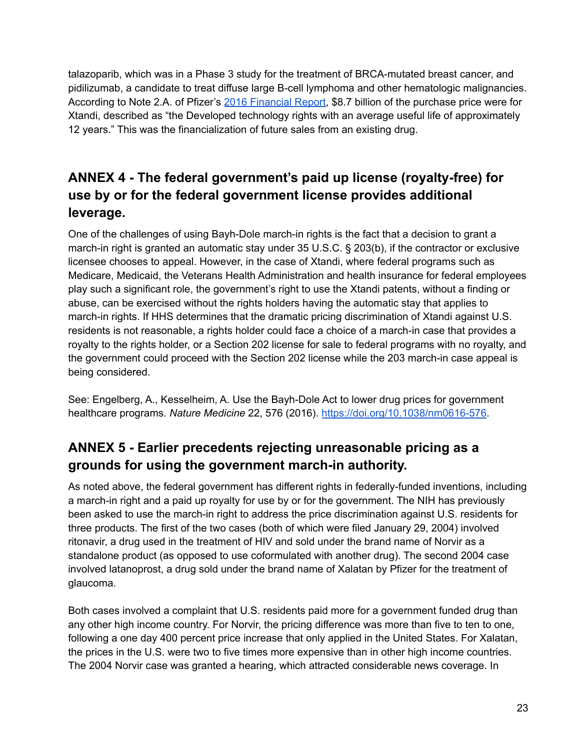talazoparib, which was in a Phase 3 study for the treatment of BRCA-mutated breast cancer, and pidilizumab, a candidate to treat diffuse large B-cell lymphoma and other hematologic malignancies. According to Note 2.A. of Pfizer's [2016 Financial Report](), $8.7 billion of the purchase price were for Xtandi, described as "the Developed technology rights with an average useful life of approximately 12 years." This was the financialization of future sales from an existing drug.

## ANNEX 4 - The federal government's paid up license (royalty-free) for use by or for the federal government license provides additional leverage.

One of the challenges of using Bayh-Dole march-in rights is the fact that a decision to grant a march-in right is granted an automatic stay under 35 U.S.C. § 203(b), if the contractor or exclusive licensee chooses to appeal. However, in the case of Xtandi, where federal programs such as Medicare, Medicaid, the Veterans Health Administration and health insurance for federal employees play such a significant role, the government's right to use the Xtandi patents, without a finding or abuse, can be exercised without the rights holders having the automatic stay that applies to march-in rights. If HHS determines that the dramatic pricing discrimination of Xtandi against U.S. residents is not reasonable, a rights holder could face a choice of a march-in case that provides a royalty to the rights holder, or a Section 202 license for sale to federal programs with no royalty, and the government could proceed with the Section 202 license while the 203 march-in case appeal is being considered.

See: Engelberg, A., Kesselheim, A. Use the Bayh-Dole Act to lower drug prices for government healthcare programs. *Nature Medicine* 22, 576 (2016). [https://doi.org/10.1038/nm0616-576](https://doi.org/10.1038/nm0616-576).

## ANNEX 5 - Earlier precedents rejecting unreasonable pricing as a grounds for using the government march-in authority.

As noted above, the federal government has different rights in federally-funded inventions, including a march-in right and a paid up royalty for use by or for the government. The NIH has previously been asked to use the march-in right to address the price discrimination against U.S. residents for three products. The first of the two cases (both of which were filed January 29, 2004) involved ritonavir, a drug used in the treatment of HIV and sold under the brand name of Norvir as a standalone product (as opposed to use coformulated with another drug). The second 2004 case involved latanoprost, a drug sold under the brand name of Xalatan by Pfizer for the treatment of glaucoma.

Both cases involved a complaint that U.S. residents paid more for a government funded drug than any other high income country. For Norvir, the pricing difference was more than five to ten to one, following a one day 400 percent price increase that only applied in the United States. For Xalatan, the prices in the U.S. were two to five times more expensive than in other high income countries. The 2004 Norvir case was granted a hearing, which attracted considerable news coverage. In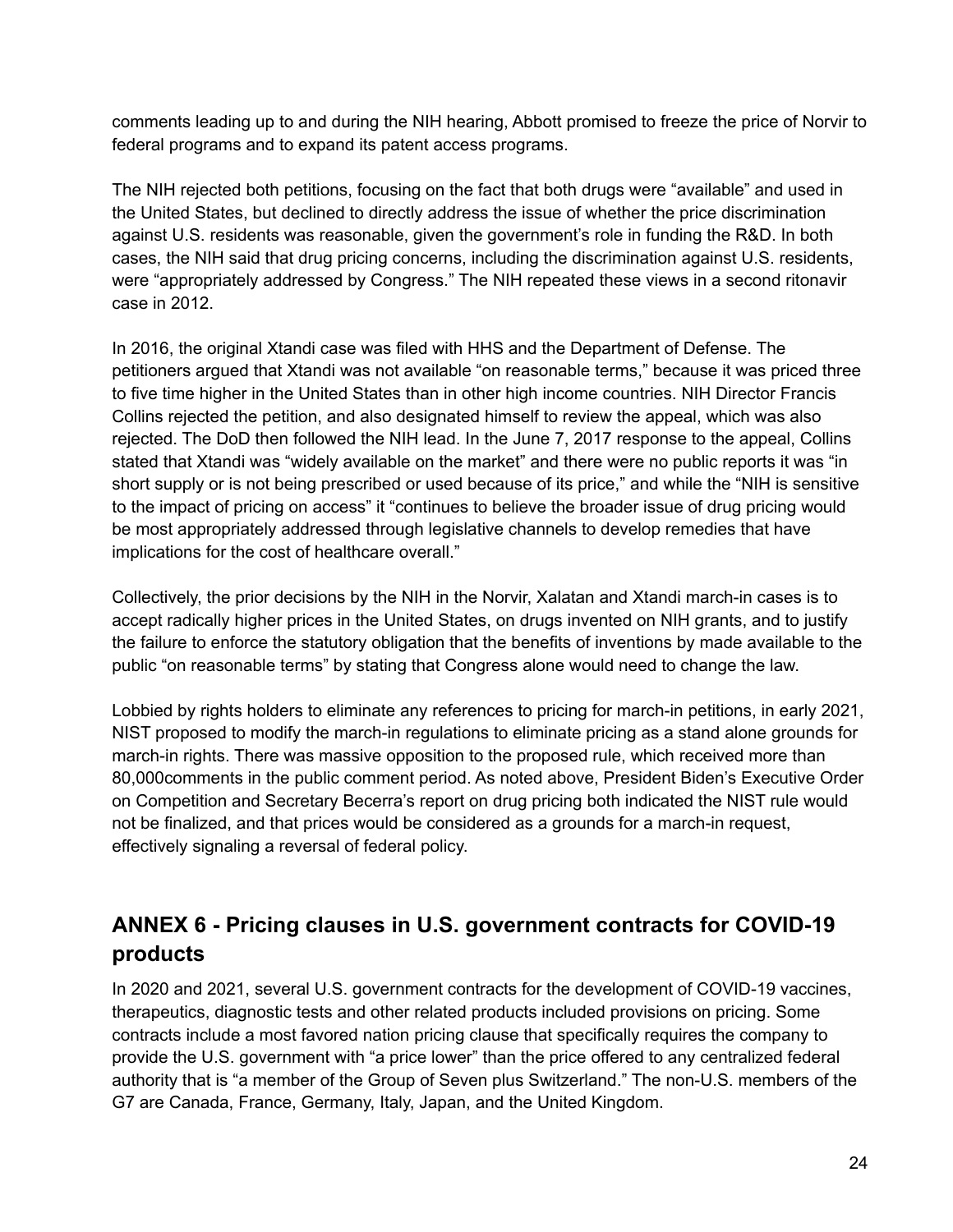comments leading up to and during the NIH hearing, Abbott promised to freeze the price of Norvir to federal programs and to expand its patent access programs.

The NIH rejected both petitions, focusing on the fact that both drugs were "available" and used in the United States, but declined to directly address the issue of whether the price discrimination against U.S. residents was reasonable, given the government's role in funding the R&D. In both cases, the NIH said that drug pricing concerns, including the discrimination against U.S. residents, were "appropriately addressed by Congress." The NIH repeated these views in a second ritonavir case in 2012.

In 2016, the original Xtandi case was filed with HHS and the Department of Defense. The petitioners argued that Xtandi was not available "on reasonable terms," because it was priced three to five time higher in the United States than in other high income countries. NIH Director Francis Collins rejected the petition, and also designated himself to review the appeal, which was also rejected. The DoD then followed the NIH lead. In the June 7, 2017 response to the appeal, Collins stated that Xtandi was "widely available on the market" and there were no public reports it was "in short supply or is not being prescribed or used because of its price," and while the "NIH is sensitive to the impact of pricing on access" it "continues to believe the broader issue of drug pricing would be most appropriately addressed through legislative channels to develop remedies that have implications for the cost of healthcare overall."

Collectively, the prior decisions by the NIH in the Norvir, Xalatan and Xtandi march-in cases is to accept radically higher prices in the United States, on drugs invented on NIH grants, and to justify the failure to enforce the statutory obligation that the benefits of inventions by made available to the public "on reasonable terms" by stating that Congress alone would need to change the law.

Lobbied by rights holders to eliminate any references to pricing for march-in petitions, in early 2021, NIST proposed to modify the march-in regulations to eliminate pricing as a stand alone grounds for march-in rights. There was massive opposition to the proposed rule, which received more than 80,000comments in the public comment period. As noted above, President Biden's Executive Order on Competition and Secretary Becerra's report on drug pricing both indicated the NIST rule would not be finalized, and that prices would be considered as a grounds for a march-in request, effectively signaling a reversal of federal policy.

## ANNEX 6 - Pricing clauses in U.S. government contracts for COVID-19 products

In 2020 and 2021, several U.S. government contracts for the development of COVID-19 vaccines, therapeutics, diagnostic tests and other related products included provisions on pricing. Some contracts include a most favored nation pricing clause that specifically requires the company to provide the U.S. government with "a price lower" than the price offered to any centralized federal authority that is "a member of the Group of Seven plus Switzerland." The non-U.S. members of the G7 are Canada, France, Germany, Italy, Japan, and the United Kingdom.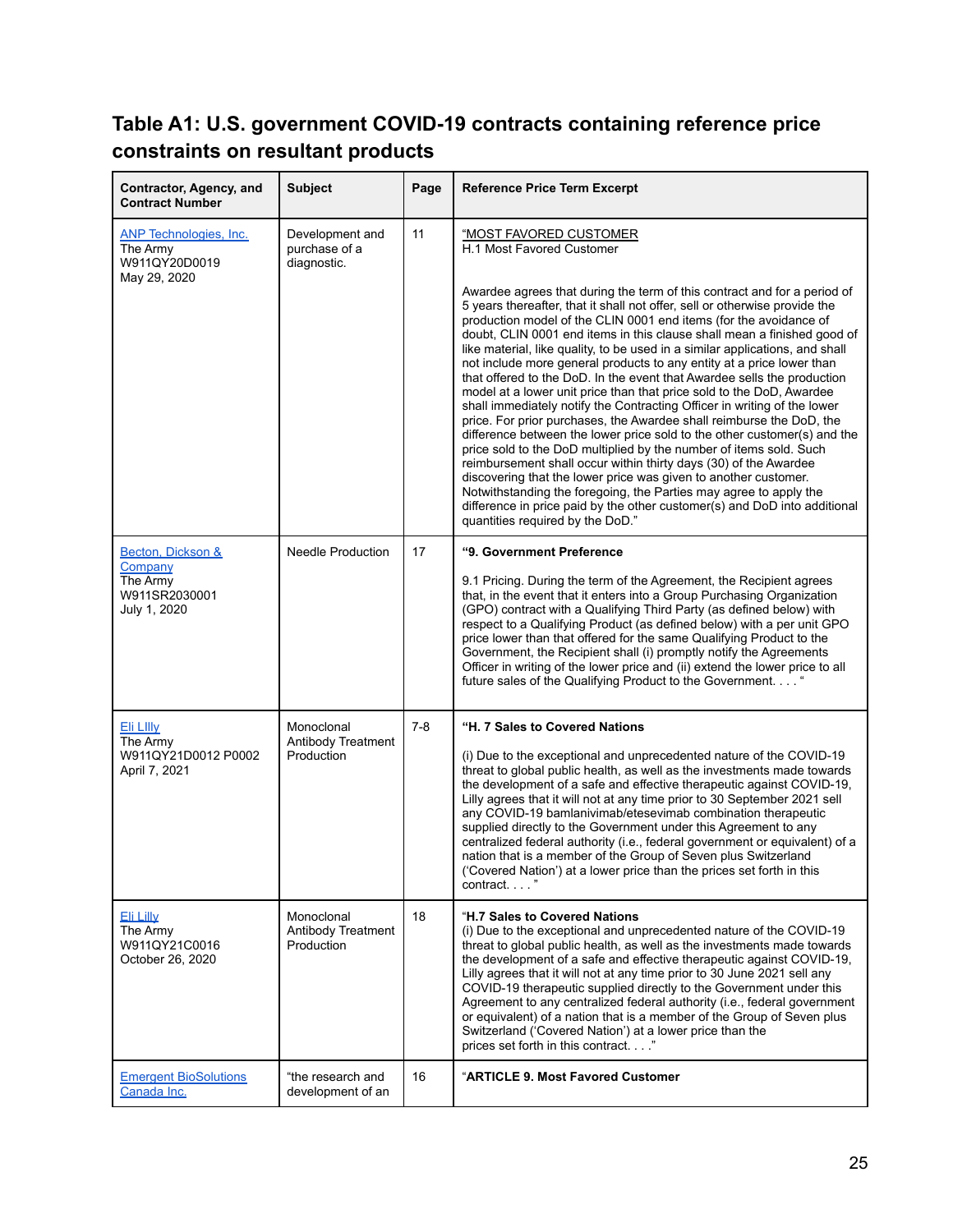## Table A1: U.S. government COVID-19 contracts containing reference price constraints on resultant products

| Contractor, Agency, and Contract Number | Subject | Page | Reference Price Term Excerpt |
|---|---|---|---|
| ANP Technologies, Inc.<br>The Army<br>W911QY20D0019<br>May 29, 2020 | Development and purchase of a diagnostic. | 11 | "MOST FAVORED CUSTOMER<br>H.1 Most Favored Customer<br><br>Awardee agrees that during the term of this contract and for a period of 5 years thereafter, that it shall not offer, sell or otherwise provide the production model of the CLIN 0001 end items (for the avoidance of doubt, CLIN 0001 end items in this clause shall mean a finished good of like material, like quality, to be used in a similar applications, and shall not include more general products to any entity at a price lower than that offered to the DoD. In the event that Awardee sells the production model at a lower unit price than that price sold to the DoD, Awardee shall immediately notify the Contracting Officer in writing of the lower price. For prior purchases, the Awardee shall reimburse the DoD, the difference between the lower price sold to the other customer(s) and the price sold to the DoD multiplied by the number of items sold. Such reimbursement shall occur within thirty days (30) of the Awardee discovering that the lower price was given to another customer. Notwithstanding the foregoing, the Parties may agree to apply the difference in price paid by the other customer(s) and DoD into additional quantities required by the DoD." |
| Becton, Dickson & Company<br>The Army<br>W911SR2030001<br>July 1, 2020 | Needle Production | 17 | **"9. Government Preference**<br><br>9.1 Pricing. During the term of the Agreement, the Recipient agrees that, in the event that it enters into a Group Purchasing Organization (GPO) contract with a Qualifying Third Party (as defined below) with respect to a Qualifying Product (as defined below) with a per unit GPO price lower than that offered for the same Qualifying Product to the Government, the Recipient shall (i) promptly notify the Agreements Officer in writing of the lower price and (ii) extend the lower price to all future sales of the Qualifying Product to the Government. . . . " |
| Eli LIlly<br>The Army<br>W911QY21D0012 P0002<br>April 7, 2021 | Monoclonal Antibody Treatment Production | 7-8 | **"H. 7 Sales to Covered Nations**<br><br>(i) Due to the exceptional and unprecedented nature of the COVID-19 threat to global public health, as well as the investments made towards the development of a safe and effective therapeutic against COVID-19, Lilly agrees that it will not at any time prior to 30 September 2021 sell any COVID-19 bamlanivimab/etesevimab combination therapeutic supplied directly to the Government under this Agreement to any centralized federal authority (i.e., federal government or equivalent) of a nation that is a member of the Group of Seven plus Switzerland ('Covered Nation') at a lower price than the prices set forth in this contract. . . ." |
| Eli Lilly<br>The Army<br>W911QY21C0016<br>October 26, 2020 | Monoclonal Antibody Treatment Production | 18 | "**H.7 Sales to Covered Nations**<br>(i) Due to the exceptional and unprecedented nature of the COVID-19 threat to global public health, as well as the investments made towards the development of a safe and effective therapeutic against COVID-19, Lilly agrees that it will not at any time prior to 30 June 2021 sell any COVID-19 therapeutic supplied directly to the Government under this Agreement to any centralized federal authority (i.e., federal government or equivalent) of a nation that is a member of the Group of Seven plus Switzerland ('Covered Nation') at a lower price than the prices set forth in this contract. . . ." |
| Emergent BioSolutions Canada Inc. | "the research and development of an | 16 | "**ARTICLE 9. Most Favored Customer** |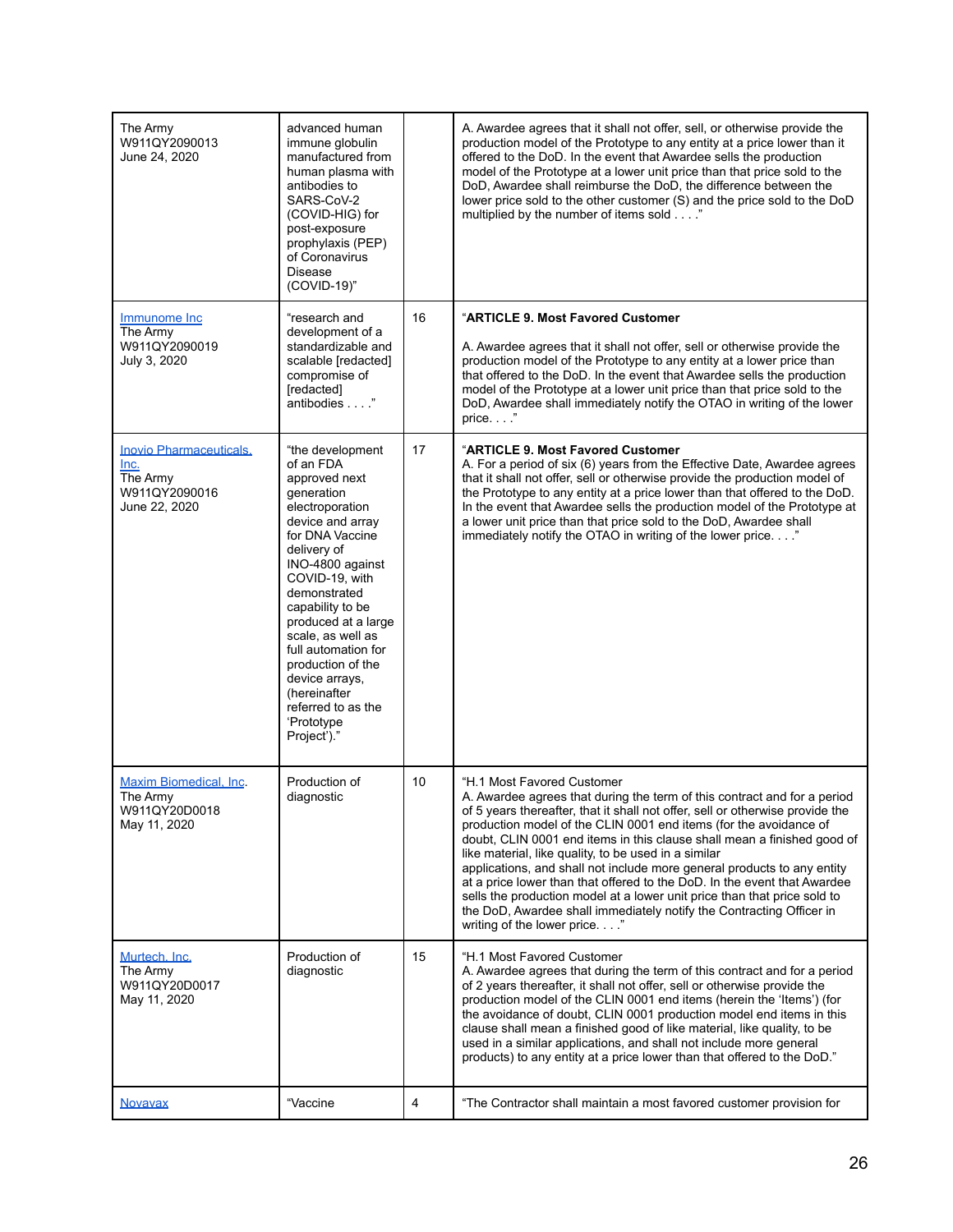| | | | |
|---|---|---|---|
| The Army<br>W911QY2090013<br>June 24, 2020 | advanced human immune globulin manufactured from human plasma with antibodies to SARS-CoV-2 (COVID-HIG) for post-exposure prophylaxis (PEP) of Coronavirus Disease (COVID-19)" | | A. Awardee agrees that it shall not offer, sell, or otherwise provide the production model of the Prototype to any entity at a price lower than it offered to the DoD. In the event that Awardee sells the production model of the Prototype at a lower unit price than that price sold to the DoD, Awardee shall reimburse the DoD, the difference between the lower price sold to the other customer (S) and the price sold to the DoD multiplied by the number of items sold . . . ." |
| [Immunome Inc](#)<br>The Army<br>W911QY2090019<br>July 3, 2020 | "research and development of a standardizable and scalable [redacted] compromise of [redacted] antibodies . . . ." | 16 | "**ARTICLE 9. Most Favored Customer**<br><br>A. Awardee agrees that it shall not offer, sell or otherwise provide the production model of the Prototype to any entity at a lower price than that offered to the DoD. In the event that Awardee sells the production model of the Prototype at a lower unit price than that price sold to the DoD, Awardee shall immediately notify the OTAO in writing of the lower price. . . ." |
| [Inovio Pharmaceuticals, Inc.](#)<br>The Army<br>W911QY2090016<br>June 22, 2020 | "the development of an FDA approved next generation electroporation device and array for DNA Vaccine delivery of INO-4800 against COVID-19, with demonstrated capability to be produced at a large scale, as well as full automation for production of the device arrays, (hereinafter referred to as the 'Prototype Project')." | 17 | "**ARTICLE 9. Most Favored Customer**<br>A. For a period of six (6) years from the Effective Date, Awardee agrees that it shall not offer, sell or otherwise provide the production model of the Prototype to any entity at a price lower than that offered to the DoD. In the event that Awardee sells the production model of the Prototype at a lower unit price than that price sold to the DoD, Awardee shall immediately notify the OTAO in writing of the lower price. . . ." |
| [Maxim Biomedical, Inc](#).<br>The Army<br>W911QY20D0018<br>May 11, 2020 | Production of diagnostic | 10 | "H.1 Most Favored Customer<br>A. Awardee agrees that during the term of this contract and for a period of 5 years thereafter, that it shall not offer, sell or otherwise provide the production model of the CLIN 0001 end items (for the avoidance of doubt, CLIN 0001 end items in this clause shall mean a finished good of like material, like quality, to be used in a similar applications, and shall not include more general products to any entity at a price lower than that offered to the DoD. In the event that Awardee sells the production model at a lower unit price than that price sold to the DoD, Awardee shall immediately notify the Contracting Officer in writing of the lower price. . . ." |
| [Murtech, Inc.](#)<br>The Army<br>W911QY20D0017<br>May 11, 2020 | Production of diagnostic | 15 | "H.1 Most Favored Customer<br>A. Awardee agrees that during the term of this contract and for a period of 2 years thereafter, it shall not offer, sell or otherwise provide the production model of the CLIN 0001 end items (herein the 'Items') (for the avoidance of doubt, CLIN 0001 production model end items in this clause shall mean a finished good of like material, like quality, to be used in a similar applications, and shall not include more general products) to any entity at a price lower than that offered to the DoD." |
| [Novavax](#) | "Vaccine | 4 | "The Contractor shall maintain a most favored customer provision for |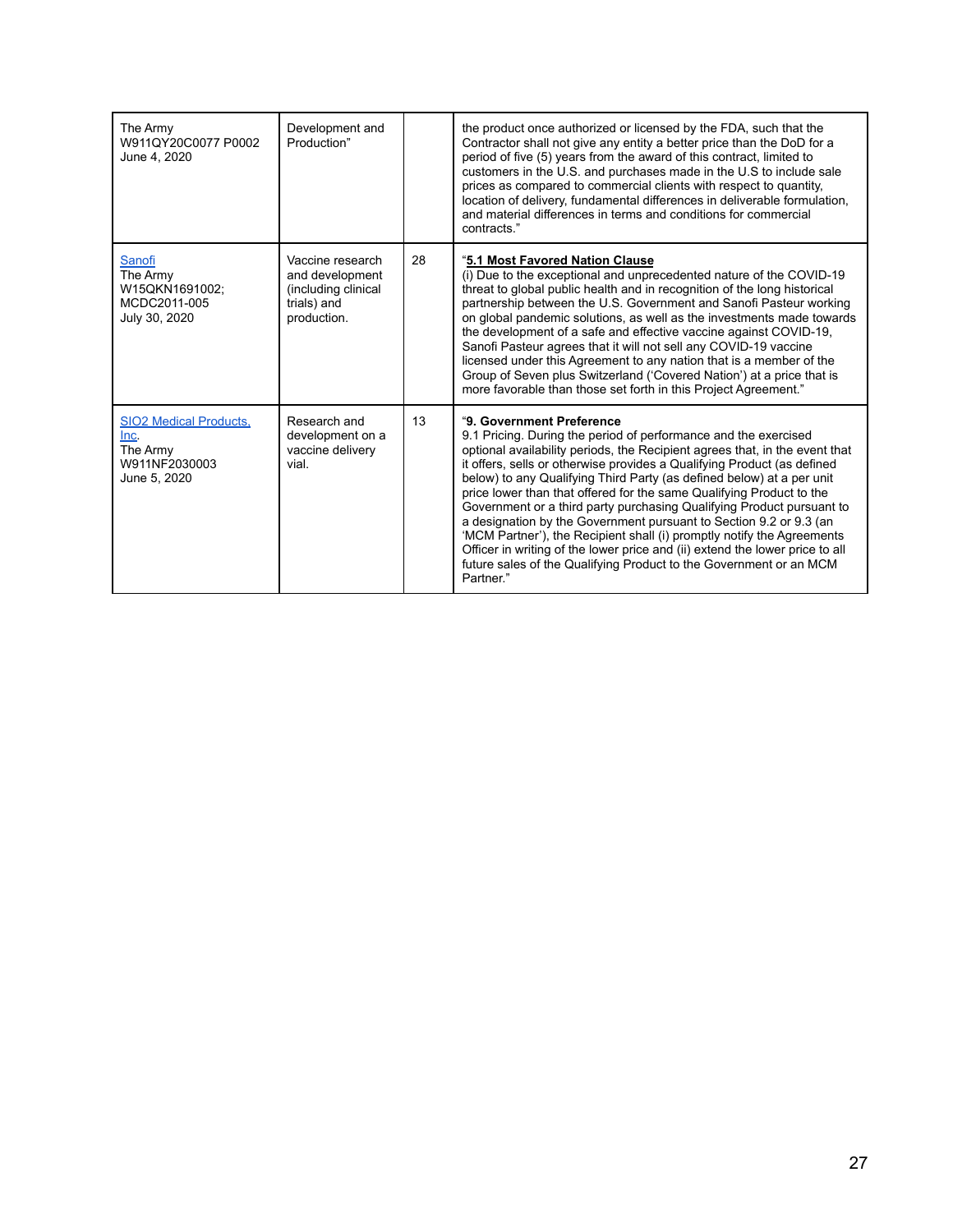| | | | |
|---|---|---|---|
| The Army<br>W911QY20C0077 P0002<br>June 4, 2020 | Development and Production" | | the product once authorized or licensed by the FDA, such that the Contractor shall not give any entity a better price than the DoD for a period of five (5) years from the award of this contract, limited to customers in the U.S. and purchases made in the U.S to include sale prices as compared to commercial clients with respect to quantity, location of delivery, fundamental differences in deliverable formulation, and material differences in terms and conditions for commercial contracts." |
| Sanofi<br>The Army<br>W15QKN1691002;<br>MCDC2011-005<br>July 30, 2020 | Vaccine research and development (including clinical trials) and production. | 28 | "**5.1 Most Favored Nation Clause**<br>(i) Due to the exceptional and unprecedented nature of the COVID-19 threat to global public health and in recognition of the long historical partnership between the U.S. Government and Sanofi Pasteur working on global pandemic solutions, as well as the investments made towards the development of a safe and effective vaccine against COVID-19, Sanofi Pasteur agrees that it will not sell any COVID-19 vaccine licensed under this Agreement to any nation that is a member of the Group of Seven plus Switzerland ('Covered Nation') at a price that is more favorable than those set forth in this Project Agreement." |
| SIO2 Medical Products, Inc.<br>The Army<br>W911NF2030003<br>June 5, 2020 | Research and development on a vaccine delivery vial. | 13 | "**9. Government Preference**<br>9.1 Pricing. During the period of performance and the exercised optional availability periods, the Recipient agrees that, in the event that it offers, sells or otherwise provides a Qualifying Product (as defined below) to any Qualifying Third Party (as defined below) at a per unit price lower than that offered for the same Qualifying Product to the Government or a third party purchasing Qualifying Product pursuant to a designation by the Government pursuant to Section 9.2 or 9.3 (an 'MCM Partner'), the Recipient shall (i) promptly notify the Agreements Officer in writing of the lower price and (ii) extend the lower price to all future sales of the Qualifying Product to the Government or an MCM Partner." |